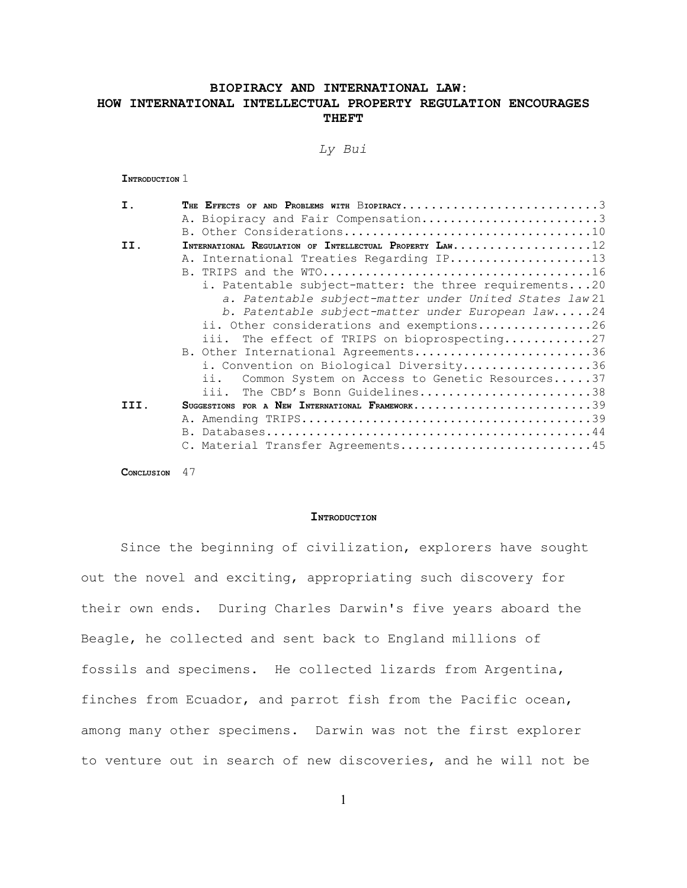# BIOPIRACY AND INTERNATIONAL LAW: HOW INTERNATIONAL INTELLECTUAL PROPERTY REGULATION ENCOURAGES THEFT

*Ly Bui*

**INTRODUCTION** 1

| | | |
|---|---|---|
| **I.** | **THE EFFECTS OF AND PROBLEMS WITH BIOPIRACY** | 3 |
| | A. Biopiracy and Fair Compensation | 3 |
| | B. Other Considerations | 10 |
| **II.** | **INTERNATIONAL REGULATION OF INTELLECTUAL PROPERTY LAW** | 12 |
| | A. International Treaties Regarding IP | 13 |
| | B. TRIPS and the WTO | 16 |
| | i. Patentable subject-matter: the three requirements | 20 |
| | *a. Patentable subject-matter under United States law* | 21 |
| | *b. Patentable subject-matter under European law* | 24 |
| | ii. Other considerations and exemptions | 26 |
| | iii. The effect of TRIPS on bioprospecting | 27 |
| | B. Other International Agreements | 36 |
| | i. Convention on Biological Diversity | 36 |
| | ii. Common System on Access to Genetic Resources | 37 |
| | iii. The CBD's Bonn Guidelines | 38 |
| **III.** | **SUGGESTIONS FOR A NEW INTERNATIONAL FRAMEWORK** | 39 |
| | A. Amending TRIPS | 39 |
| | B. Databases | 44 |
| | C. Material Transfer Agreements | 45 |

**CONCLUSION** 47

## INTRODUCTION

Since the beginning of civilization, explorers have sought out the novel and exciting, appropriating such discovery for their own ends. During Charles Darwin's five years aboard the Beagle, he collected and sent back to England millions of fossils and specimens. He collected lizards from Argentina, finches from Ecuador, and parrot fish from the Pacific ocean, among many other specimens. Darwin was not the first explorer to venture out in search of new discoveries, and he will not be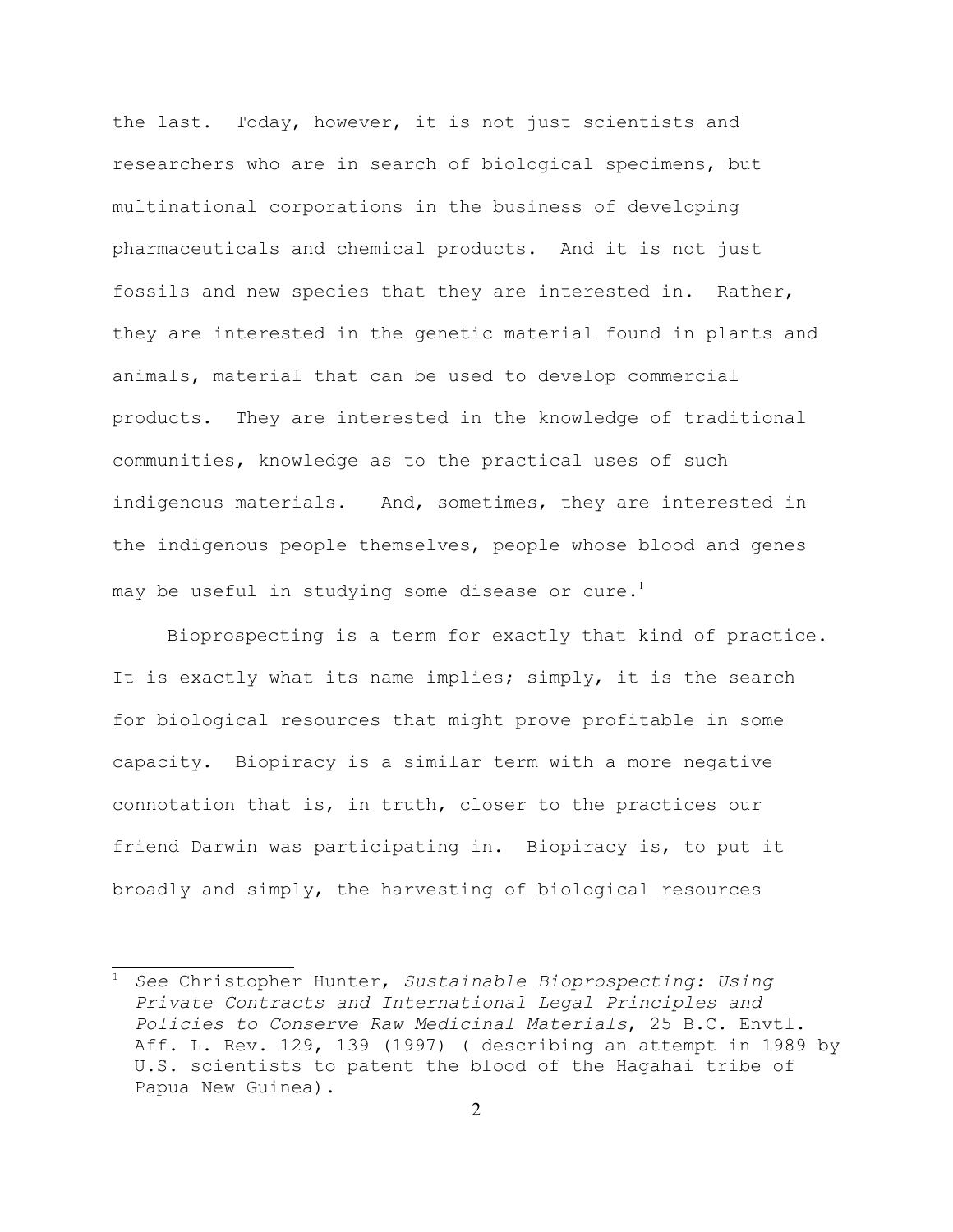the last. Today, however, it is not just scientists and researchers who are in search of biological specimens, but multinational corporations in the business of developing pharmaceuticals and chemical products. And it is not just fossils and new species that they are interested in. Rather, they are interested in the genetic material found in plants and animals, material that can be used to develop commercial products. They are interested in the knowledge of traditional communities, knowledge as to the practical uses of such indigenous materials. And, sometimes, they are interested in the indigenous people themselves, people whose blood and genes may be useful in studying some disease or cure.[1]

Bioprospecting is a term for exactly that kind of practice. It is exactly what its name implies; simply, it is the search for biological resources that might prove profitable in some capacity. Biopiracy is a similar term with a more negative connotation that is, in truth, closer to the practices our friend Darwin was participating in. Biopiracy is, to put it broadly and simply, the harvesting of biological resources

---

[1] *See* Christopher Hunter, *Sustainable Bioprospecting: Using Private Contracts and International Legal Principles and Policies to Conserve Raw Medicinal Materials*, 25 B.C. Envtl. Aff. L. Rev. 129, 139 (1997) ( describing an attempt in 1989 by U.S. scientists to patent the blood of the Hagahai tribe of Papua New Guinea).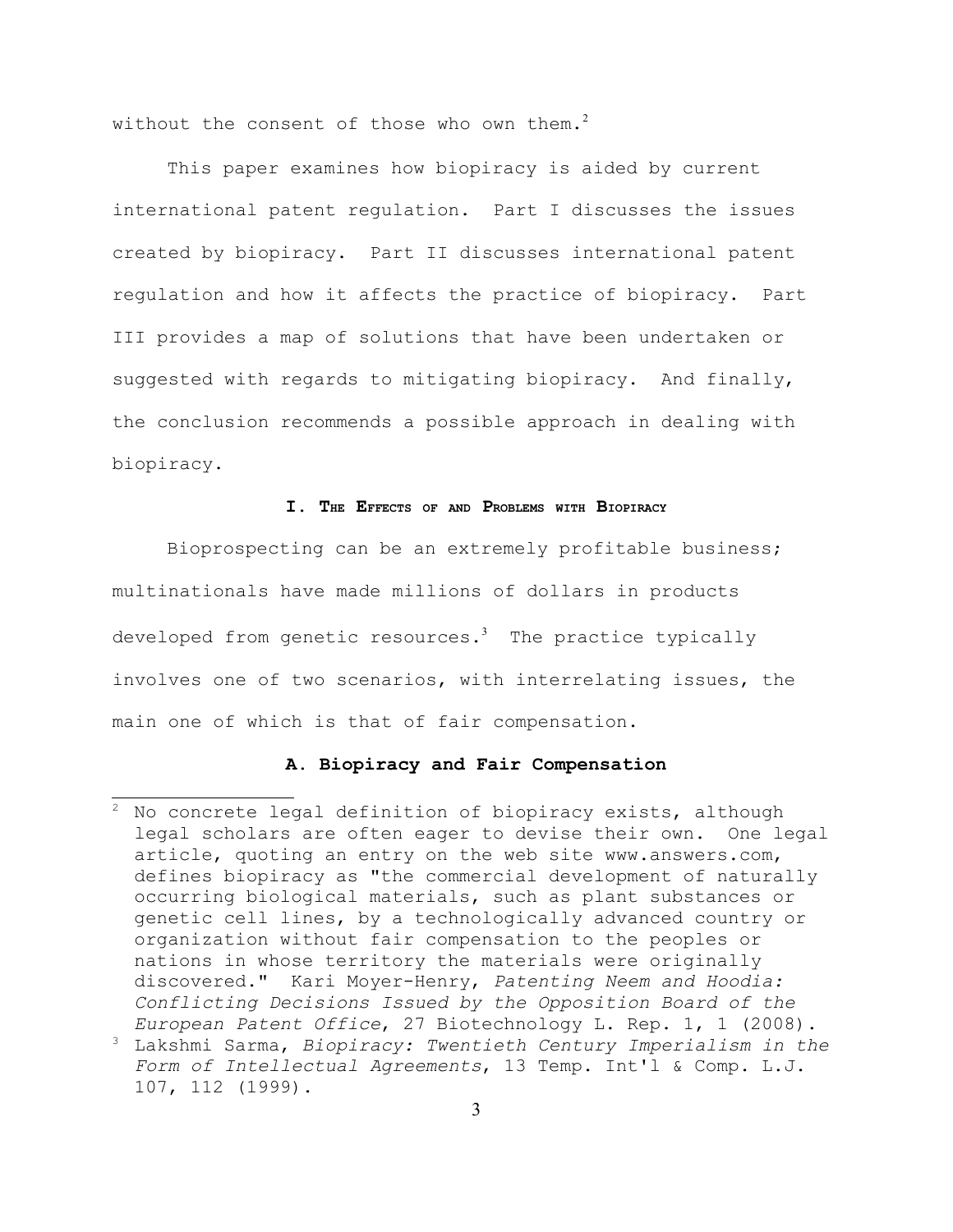without the consent of those who own them.[2]

This paper examines how biopiracy is aided by current international patent regulation. Part I discusses the issues created by biopiracy. Part II discusses international patent regulation and how it affects the practice of biopiracy. Part III provides a map of solutions that have been undertaken or suggested with regards to mitigating biopiracy. And finally, the conclusion recommends a possible approach in dealing with biopiracy.

## I. The Effects of and Problems with Biopiracy

Bioprospecting can be an extremely profitable business; multinationals have made millions of dollars in products developed from genetic resources.[3] The practice typically involves one of two scenarios, with interrelating issues, the main one of which is that of fair compensation.

### A. Biopiracy and Fair Compensation

---

[2] No concrete legal definition of biopiracy exists, although legal scholars are often eager to devise their own. One legal article, quoting an entry on the web site www.answers.com, defines biopiracy as "the commercial development of naturally occurring biological materials, such as plant substances or genetic cell lines, by a technologically advanced country or organization without fair compensation to the peoples or nations in whose territory the materials were originally discovered." Kari Moyer-Henry, *Patenting Neem and Hoodia: Conflicting Decisions Issued by the Opposition Board of the European Patent Office*, 27 Biotechnology L. Rep. 1, 1 (2008).

[3] Lakshmi Sarma, *Biopiracy: Twentieth Century Imperialism in the Form of Intellectual Agreements*, 13 Temp. Int'l & Comp. L.J. 107, 112 (1999).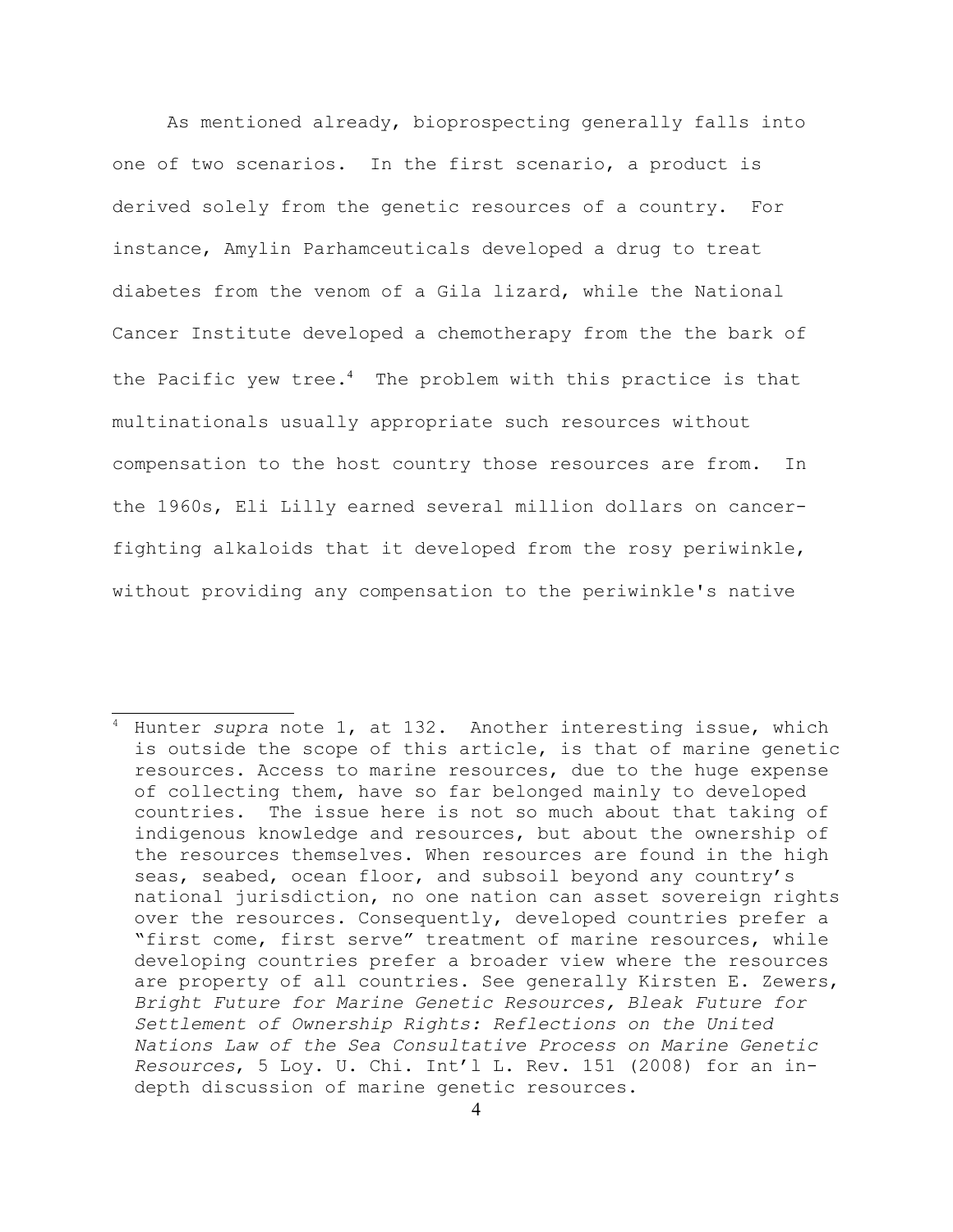As mentioned already, bioprospecting generally falls into one of two scenarios. In the first scenario, a product is derived solely from the genetic resources of a country. For instance, Amylin Parhamceuticals developed a drug to treat diabetes from the venom of a Gila lizard, while the National Cancer Institute developed a chemotherapy from the the bark of the Pacific yew tree.[4] The problem with this practice is that multinationals usually appropriate such resources without compensation to the host country those resources are from. In the 1960s, Eli Lilly earned several million dollars on cancer-fighting alkaloids that it developed from the rosy periwinkle, without providing any compensation to the periwinkle's native

---

[4] Hunter *supra* note 1, at 132. Another interesting issue, which is outside the scope of this article, is that of marine genetic resources. Access to marine resources, due to the huge expense of collecting them, have so far belonged mainly to developed countries. The issue here is not so much about that taking of indigenous knowledge and resources, but about the ownership of the resources themselves. When resources are found in the high seas, seabed, ocean floor, and subsoil beyond any country's national jurisdiction, no one nation can asset sovereign rights over the resources. Consequently, developed countries prefer a "first come, first serve" treatment of marine resources, while developing countries prefer a broader view where the resources are property of all countries. See generally Kirsten E. Zewers, *Bright Future for Marine Genetic Resources, Bleak Future for Settlement of Ownership Rights: Reflections on the United Nations Law of the Sea Consultative Process on Marine Genetic Resources*, 5 Loy. U. Chi. Int'l L. Rev. 151 (2008) for an in-depth discussion of marine genetic resources.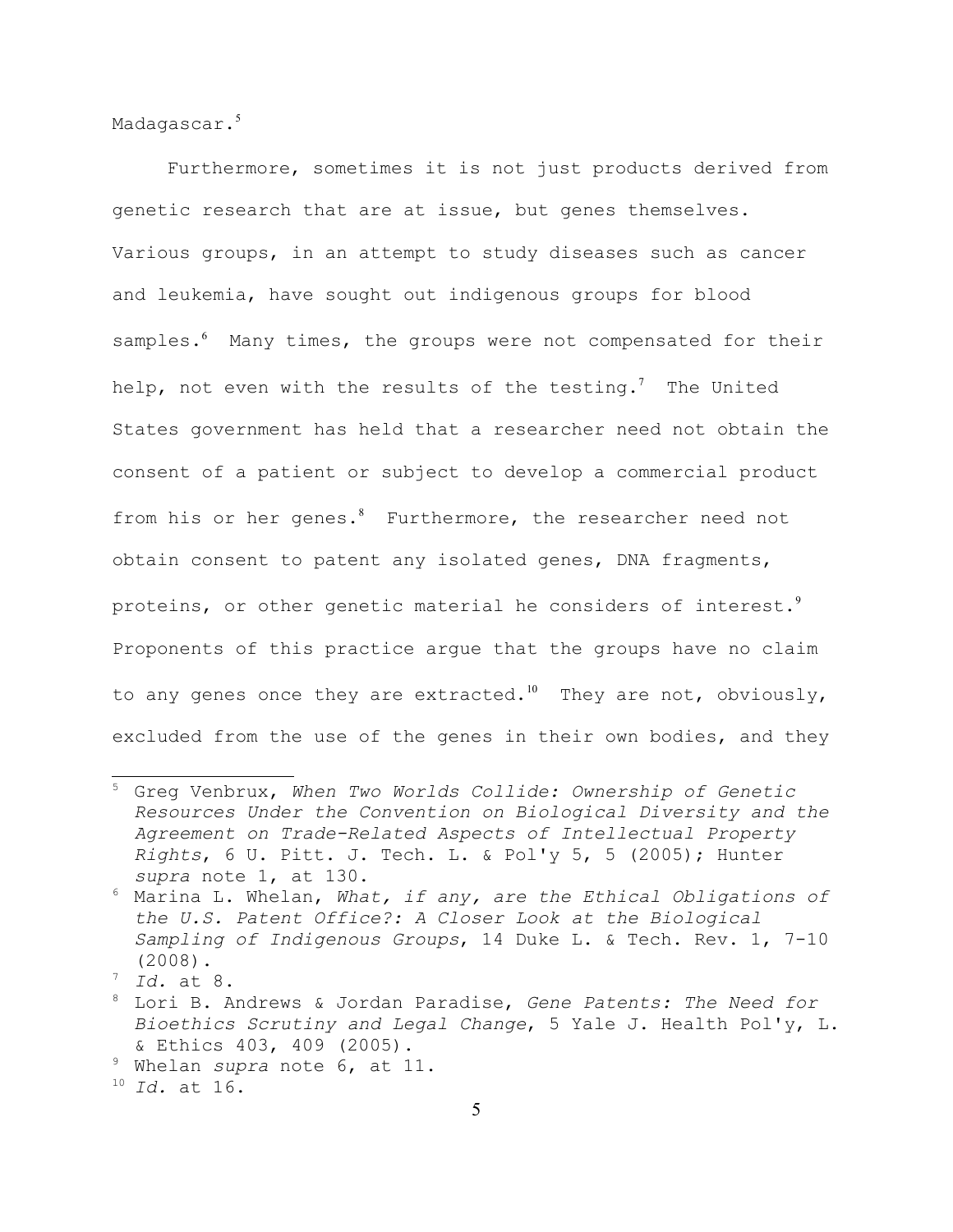Madagascar.[5]

Furthermore, sometimes it is not just products derived from genetic research that are at issue, but genes themselves. Various groups, in an attempt to study diseases such as cancer and leukemia, have sought out indigenous groups for blood samples.[6] Many times, the groups were not compensated for their help, not even with the results of the testing.[7] The United States government has held that a researcher need not obtain the consent of a patient or subject to develop a commercial product from his or her genes.[8] Furthermore, the researcher need not obtain consent to patent any isolated genes, DNA fragments, proteins, or other genetic material he considers of interest.[9] Proponents of this practice argue that the groups have no claim to any genes once they are extracted.[10] They are not, obviously, excluded from the use of the genes in their own bodies, and they

---

[5] Greg Venbrux, *When Two Worlds Collide: Ownership of Genetic Resources Under the Convention on Biological Diversity and the Agreement on Trade-Related Aspects of Intellectual Property Rights*, 6 U. Pitt. J. Tech. L. & Pol'y 5, 5 (2005); Hunter *supra* note 1, at 130.

[6] Marina L. Whelan, *What, if any, are the Ethical Obligations of the U.S. Patent Office?: A Closer Look at the Biological Sampling of Indigenous Groups*, 14 Duke L. & Tech. Rev. 1, 7-10 (2008).

[7] *Id.* at 8.

[8] Lori B. Andrews & Jordan Paradise, *Gene Patents: The Need for Bioethics Scrutiny and Legal Change*, 5 Yale J. Health Pol'y, L. & Ethics 403, 409 (2005).

[9] Whelan *supra* note 6, at 11.

[10] *Id.* at 16.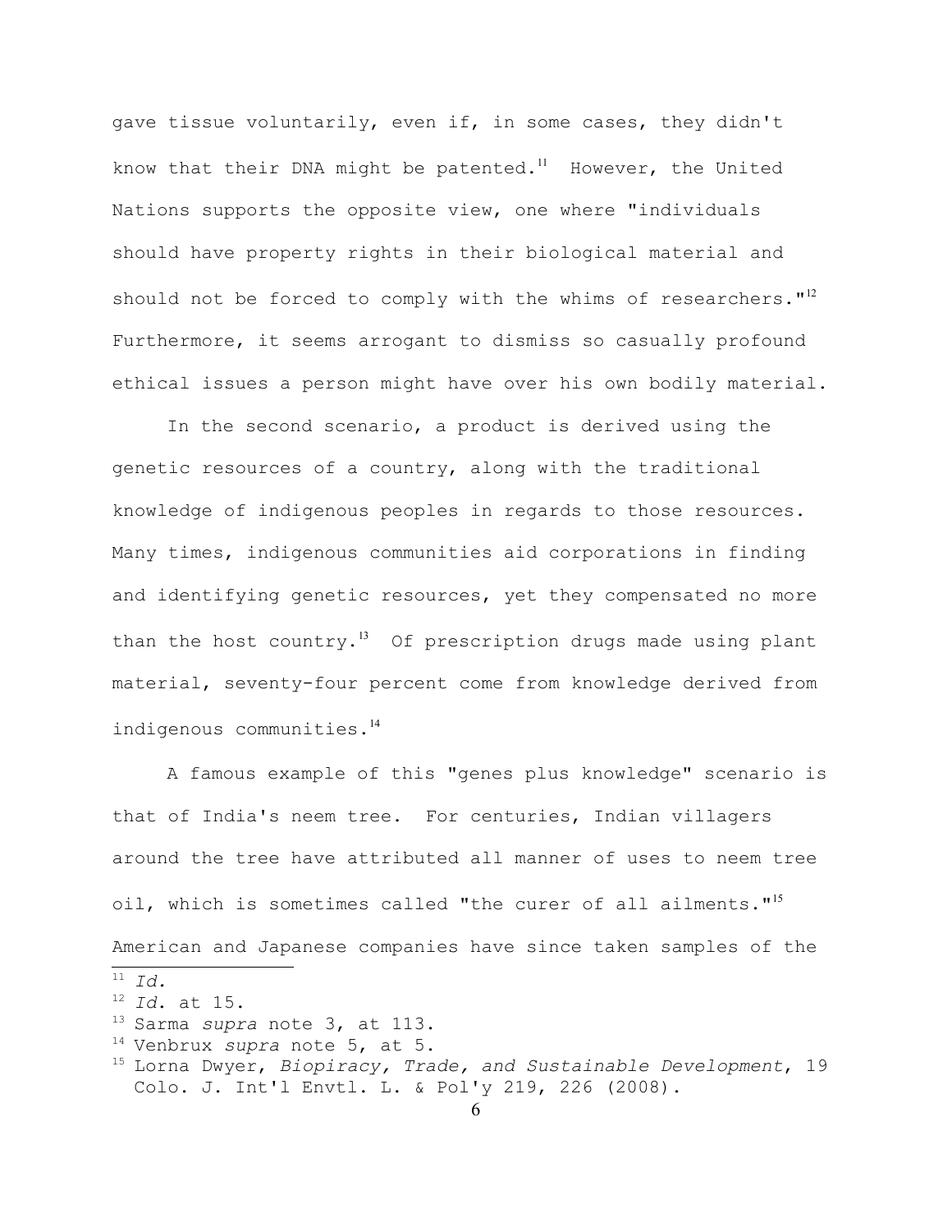gave tissue voluntarily, even if, in some cases, they didn't know that their DNA might be patented.[11] However, the United Nations supports the opposite view, one where "individuals should have property rights in their biological material and should not be forced to comply with the whims of researchers."[12] Furthermore, it seems arrogant to dismiss so casually profound ethical issues a person might have over his own bodily material.

In the second scenario, a product is derived using the genetic resources of a country, along with the traditional knowledge of indigenous peoples in regards to those resources. Many times, indigenous communities aid corporations in finding and identifying genetic resources, yet they compensated no more than the host country.[13] Of prescription drugs made using plant material, seventy-four percent come from knowledge derived from indigenous communities.[14]

A famous example of this "genes plus knowledge" scenario is that of India's neem tree. For centuries, Indian villagers around the tree have attributed all manner of uses to neem tree oil, which is sometimes called "the curer of all ailments."[15] American and Japanese companies have since taken samples of the

---

[11] *Id.*

[12] *Id.* at 15.

[13] Sarma *supra* note 3, at 113.

[14] Venbrux *supra* note 5, at 5.

[15] Lorna Dwyer, *Biopiracy, Trade, and Sustainable Development*, 19 Colo. J. Int'l Envtl. L. & Pol'y 219, 226 (2008).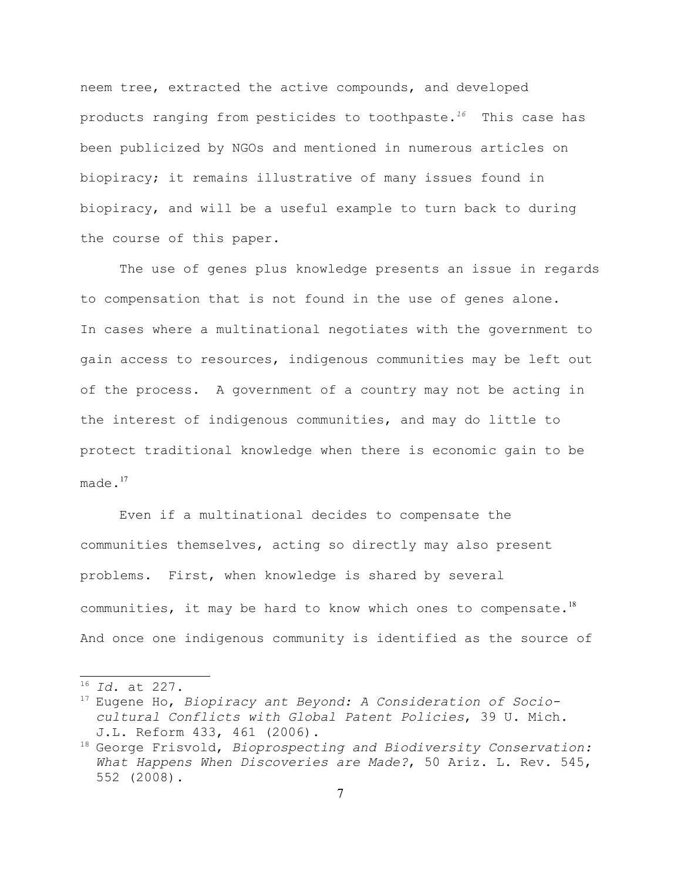neem tree, extracted the active compounds, and developed products ranging from pesticides to toothpaste.[16] This case has been publicized by NGOs and mentioned in numerous articles on biopiracy; it remains illustrative of many issues found in biopiracy, and will be a useful example to turn back to during the course of this paper.

The use of genes plus knowledge presents an issue in regards to compensation that is not found in the use of genes alone. In cases where a multinational negotiates with the government to gain access to resources, indigenous communities may be left out of the process. A government of a country may not be acting in the interest of indigenous communities, and may do little to protect traditional knowledge when there is economic gain to be made.[17]

Even if a multinational decides to compensate the communities themselves, acting so directly may also present problems. First, when knowledge is shared by several communities, it may be hard to know which ones to compensate.[18] And once one indigenous community is identified as the source of

---

[16] *Id.* at 227.

[17] Eugene Ho, *Biopiracy ant Beyond: A Consideration of Socio-cultural Conflicts with Global Patent Policies*, 39 U. Mich. J.L. Reform 433, 461 (2006).

[18] George Frisvold, *Bioprospecting and Biodiversity Conservation: What Happens When Discoveries are Made?*, 50 Ariz. L. Rev. 545, 552 (2008).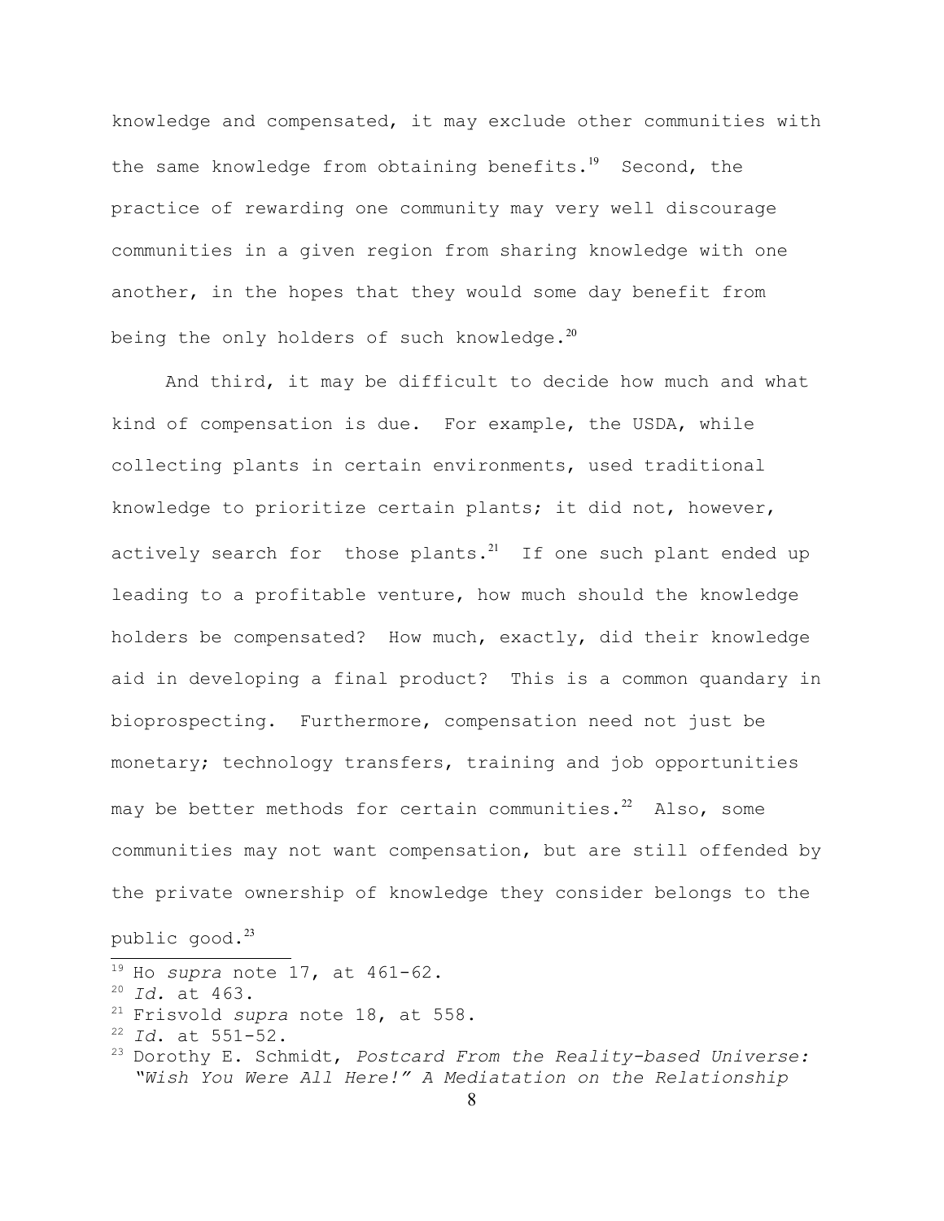knowledge and compensated, it may exclude other communities with the same knowledge from obtaining benefits.[19] Second, the practice of rewarding one community may very well discourage communities in a given region from sharing knowledge with one another, in the hopes that they would some day benefit from being the only holders of such knowledge.[20]

And third, it may be difficult to decide how much and what kind of compensation is due. For example, the USDA, while collecting plants in certain environments, used traditional knowledge to prioritize certain plants; it did not, however, actively search for those plants.[21] If one such plant ended up leading to a profitable venture, how much should the knowledge holders be compensated? How much, exactly, did their knowledge aid in developing a final product? This is a common quandary in bioprospecting. Furthermore, compensation need not just be monetary; technology transfers, training and job opportunities may be better methods for certain communities.[22] Also, some communities may not want compensation, but are still offended by the private ownership of knowledge they consider belongs to the public good.[23]

---

[19] Ho *supra* note 17, at 461-62.

[20] *Id.* at 463.

[21] Frisvold *supra* note 18, at 558.

[22] *Id.* at 551-52.

[23] Dorothy E. Schmidt, *Postcard From the Reality-based Universe: "Wish You Were All Here!" A Mediatation on the Relationship*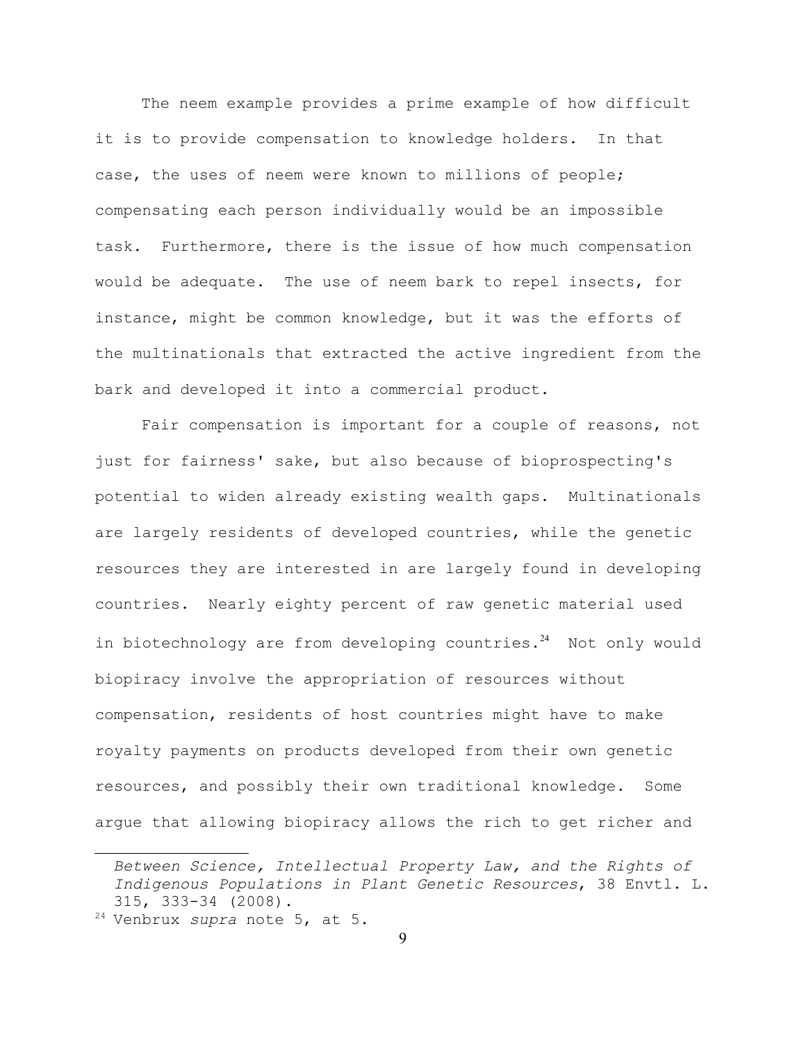The neem example provides a prime example of how difficult it is to provide compensation to knowledge holders. In that case, the uses of neem were known to millions of people; compensating each person individually would be an impossible task. Furthermore, there is the issue of how much compensation would be adequate. The use of neem bark to repel insects, for instance, might be common knowledge, but it was the efforts of the multinationals that extracted the active ingredient from the bark and developed it into a commercial product.

Fair compensation is important for a couple of reasons, not just for fairness' sake, but also because of bioprospecting's potential to widen already existing wealth gaps. Multinationals are largely residents of developed countries, while the genetic resources they are interested in are largely found in developing countries. Nearly eighty percent of raw genetic material used in biotechnology are from developing countries.[24] Not only would biopiracy involve the appropriation of resources without compensation, residents of host countries might have to make royalty payments on products developed from their own genetic resources, and possibly their own traditional knowledge. Some argue that allowing biopiracy allows the rich to get richer and

---

*Between Science, Intellectual Property Law, and the Rights of Indigenous Populations in Plant Genetic Resources*, 38 Envtl. L. 315, 333-34 (2008).

[24] Venbrux *supra* note 5, at 5.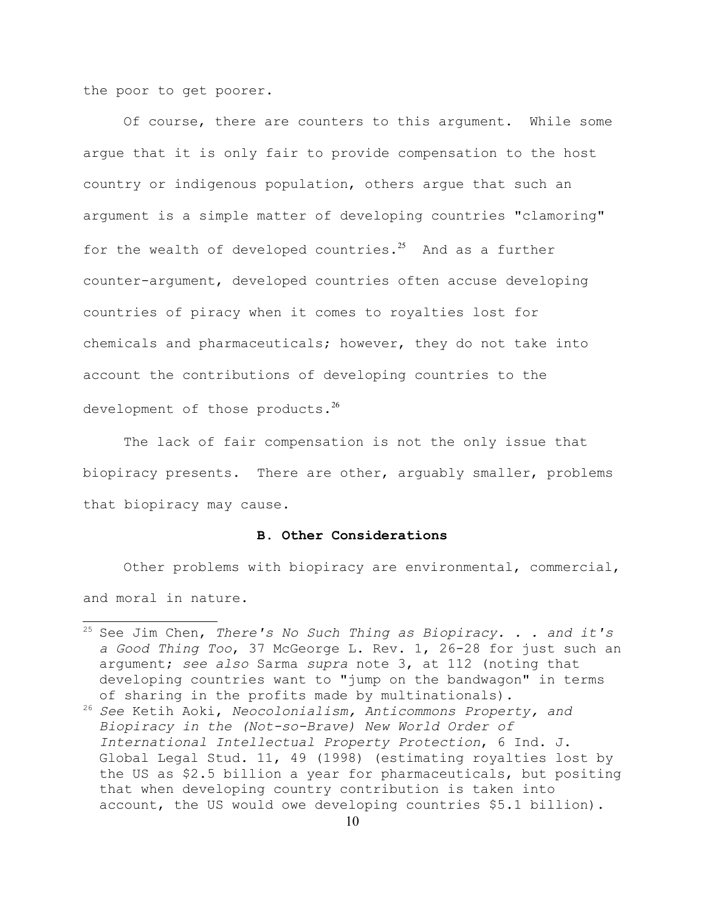the poor to get poorer.

Of course, there are counters to this argument. While some argue that it is only fair to provide compensation to the host country or indigenous population, others argue that such an argument is a simple matter of developing countries "clamoring" for the wealth of developed countries.[25] And as a further counter-argument, developed countries often accuse developing countries of piracy when it comes to royalties lost for chemicals and pharmaceuticals; however, they do not take into account the contributions of developing countries to the development of those products.[26]

The lack of fair compensation is not the only issue that biopiracy presents. There are other, arguably smaller, problems that biopiracy may cause.

### B. Other Considerations

Other problems with biopiracy are environmental, commercial, and moral in nature.

---

[25] See Jim Chen, *There's No Such Thing as Biopiracy. . . and it's a Good Thing Too*, 37 McGeorge L. Rev. 1, 26-28 for just such an argument; *see also* Sarma *supra* note 3, at 112 (noting that developing countries want to "jump on the bandwagon" in terms of sharing in the profits made by multinationals).

[26] *See* Ketih Aoki, *Neocolonialism, Anticommons Property, and Biopiracy in the (Not-so-Brave) New World Order of International Intellectual Property Protection*, 6 Ind. J. Global Legal Stud. 11, 49 (1998) (estimating royalties lost by the US as $2.5 billion a year for pharmaceuticals, but positing that when developing country contribution is taken into account, the US would owe developing countries $5.1 billion).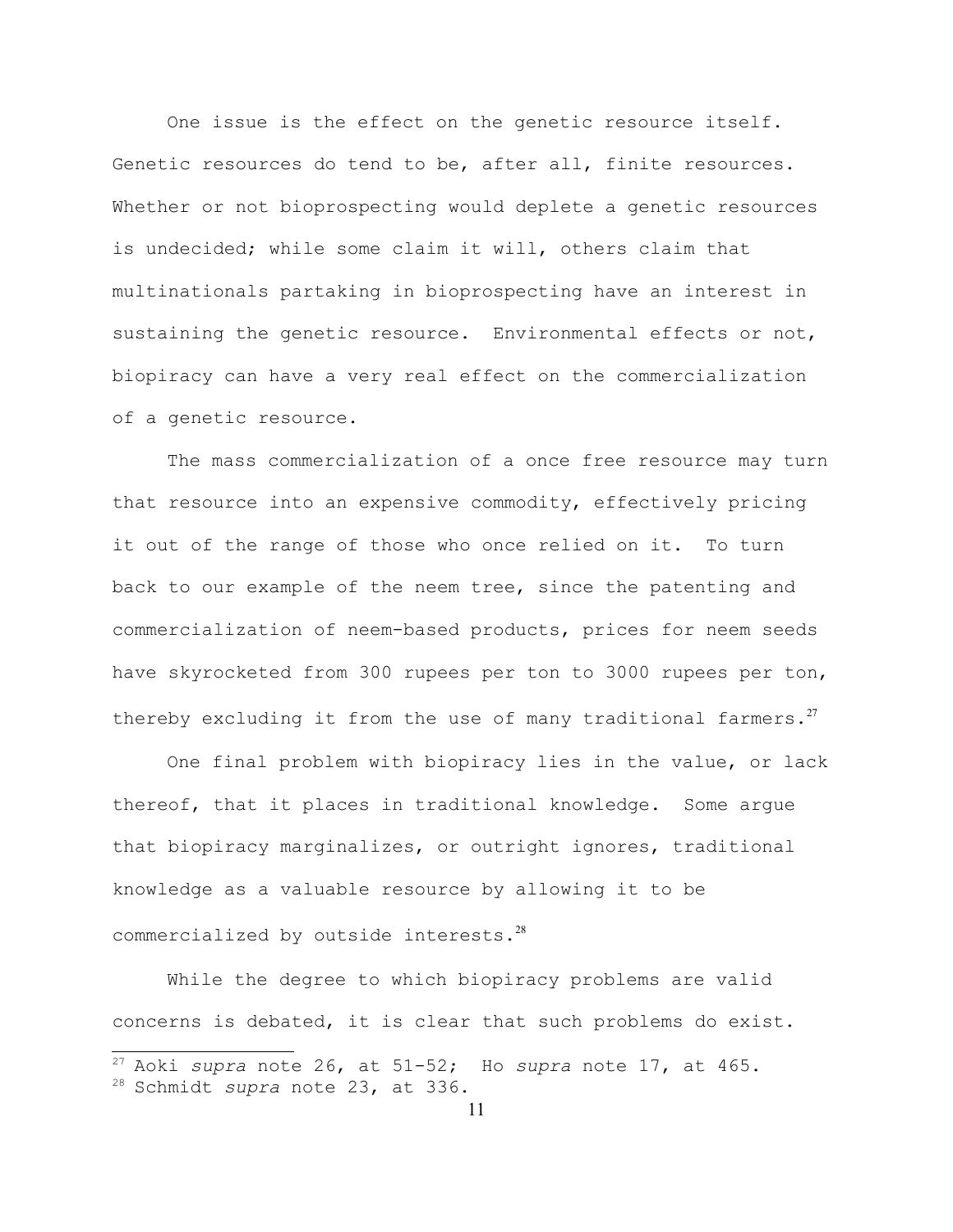One issue is the effect on the genetic resource itself. Genetic resources do tend to be, after all, finite resources. Whether or not bioprospecting would deplete a genetic resources is undecided; while some claim it will, others claim that multinationals partaking in bioprospecting have an interest in sustaining the genetic resource. Environmental effects or not, biopiracy can have a very real effect on the commercialization of a genetic resource.

The mass commercialization of a once free resource may turn that resource into an expensive commodity, effectively pricing it out of the range of those who once relied on it. To turn back to our example of the neem tree, since the patenting and commercialization of neem-based products, prices for neem seeds have skyrocketed from 300 rupees per ton to 3000 rupees per ton, thereby excluding it from the use of many traditional farmers.[27]

One final problem with biopiracy lies in the value, or lack thereof, that it places in traditional knowledge. Some argue that biopiracy marginalizes, or outright ignores, traditional knowledge as a valuable resource by allowing it to be commercialized by outside interests.[28]

While the degree to which biopiracy problems are valid concerns is debated, it is clear that such problems do exist.

---

[27] Aoki *supra* note 26, at 51-52; Ho *supra* note 17, at 465.

[28] Schmidt *supra* note 23, at 336.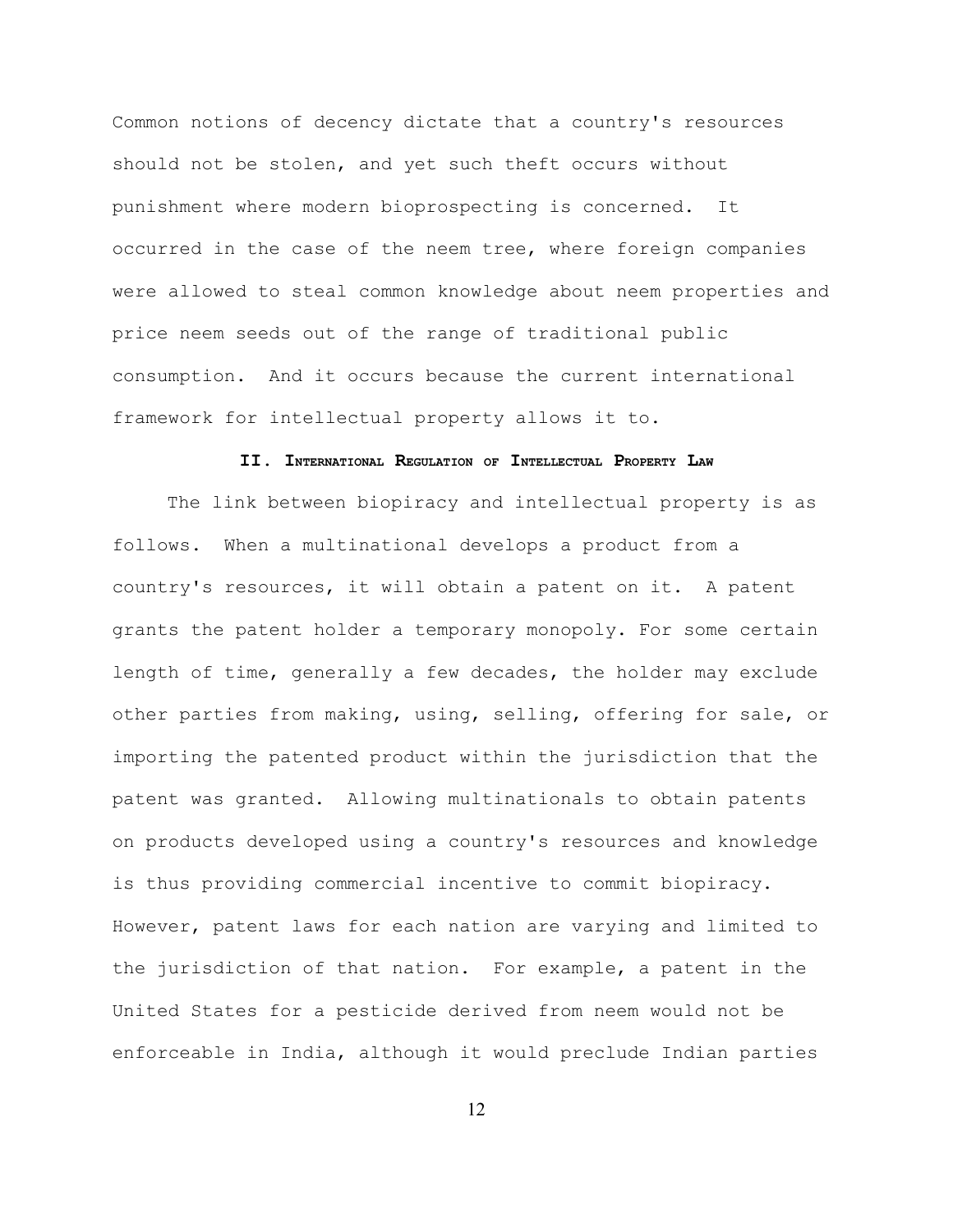Common notions of decency dictate that a country's resources should not be stolen, and yet such theft occurs without punishment where modern bioprospecting is concerned. It occurred in the case of the neem tree, where foreign companies were allowed to steal common knowledge about neem properties and price neem seeds out of the range of traditional public consumption. And it occurs because the current international framework for intellectual property allows it to.

## II. International Regulation of Intellectual Property Law

The link between biopiracy and intellectual property is as follows. When a multinational develops a product from a country's resources, it will obtain a patent on it. A patent grants the patent holder a temporary monopoly. For some certain length of time, generally a few decades, the holder may exclude other parties from making, using, selling, offering for sale, or importing the patented product within the jurisdiction that the patent was granted. Allowing multinationals to obtain patents on products developed using a country's resources and knowledge is thus providing commercial incentive to commit biopiracy. However, patent laws for each nation are varying and limited to the jurisdiction of that nation. For example, a patent in the United States for a pesticide derived from neem would not be enforceable in India, although it would preclude Indian parties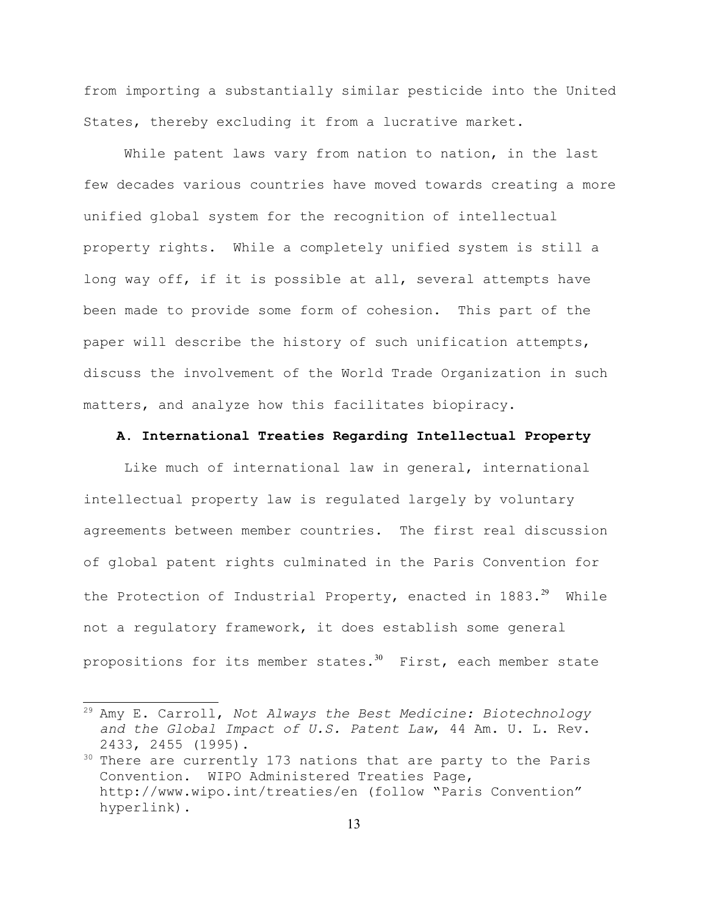from importing a substantially similar pesticide into the United States, thereby excluding it from a lucrative market.

While patent laws vary from nation to nation, in the last few decades various countries have moved towards creating a more unified global system for the recognition of intellectual property rights. While a completely unified system is still a long way off, if it is possible at all, several attempts have been made to provide some form of cohesion. This part of the paper will describe the history of such unification attempts, discuss the involvement of the World Trade Organization in such matters, and analyze how this facilitates biopiracy.

### A. International Treaties Regarding Intellectual Property

Like much of international law in general, international intellectual property law is regulated largely by voluntary agreements between member countries. The first real discussion of global patent rights culminated in the Paris Convention for the Protection of Industrial Property, enacted in 1883.[29] While not a regulatory framework, it does establish some general propositions for its member states.[30] First, each member state

---

[29] Amy E. Carroll, *Not Always the Best Medicine: Biotechnology and the Global Impact of U.S. Patent Law*, 44 Am. U. L. Rev. 2433, 2455 (1995).

[30] There are currently 173 nations that are party to the Paris Convention. WIPO Administered Treaties Page, http://www.wipo.int/treaties/en (follow "Paris Convention" hyperlink).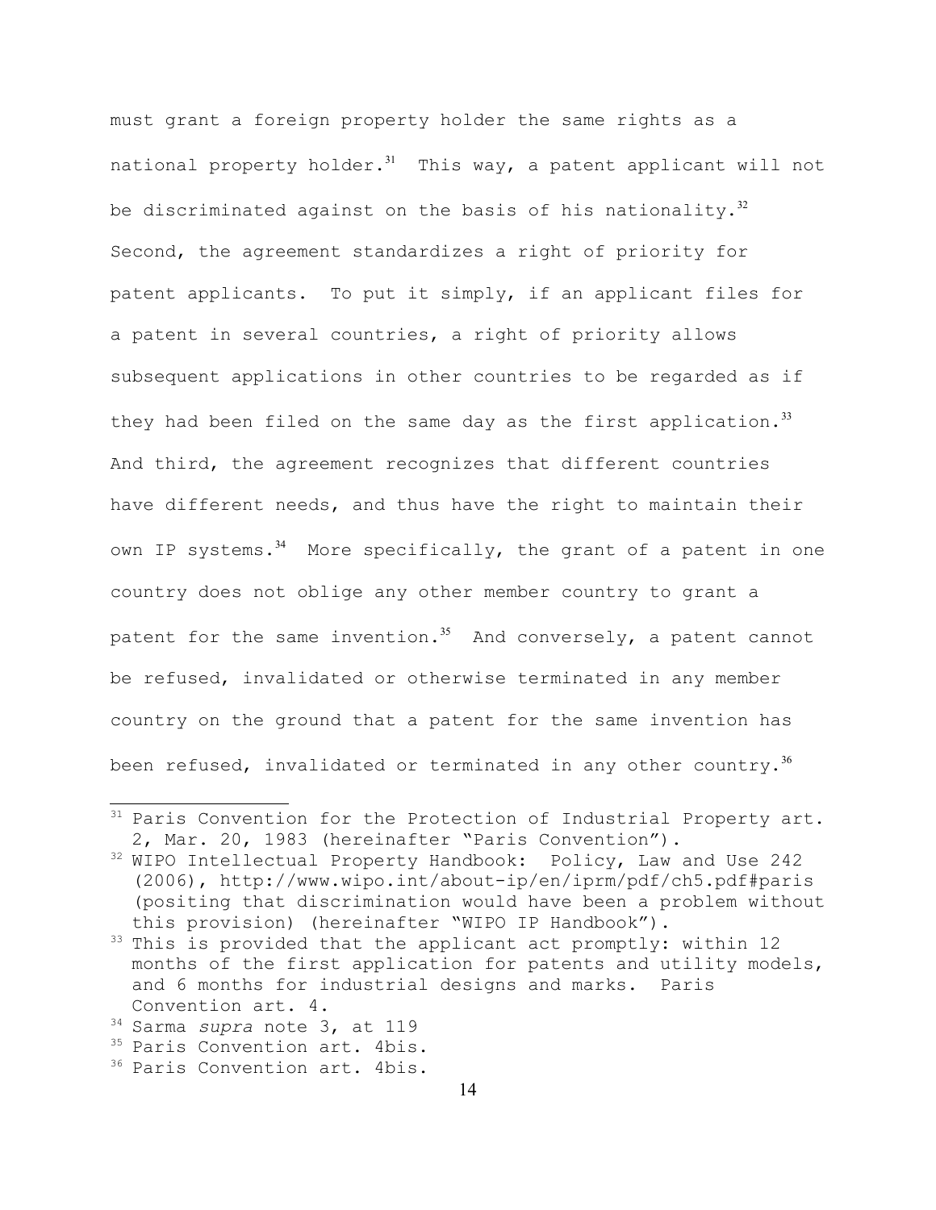must grant a foreign property holder the same rights as a national property holder.[31] This way, a patent applicant will not be discriminated against on the basis of his nationality.[32] Second, the agreement standardizes a right of priority for patent applicants. To put it simply, if an applicant files for a patent in several countries, a right of priority allows subsequent applications in other countries to be regarded as if they had been filed on the same day as the first application.[33] And third, the agreement recognizes that different countries have different needs, and thus have the right to maintain their own IP systems.[34] More specifically, the grant of a patent in one country does not oblige any other member country to grant a patent for the same invention.[35] And conversely, a patent cannot be refused, invalidated or otherwise terminated in any member country on the ground that a patent for the same invention has been refused, invalidated or terminated in any other country.[36]

---

[31] Paris Convention for the Protection of Industrial Property art. 2, Mar. 20, 1983 (hereinafter "Paris Convention").

[32] WIPO Intellectual Property Handbook: Policy, Law and Use 242 (2006), http://www.wipo.int/about-ip/en/iprm/pdf/ch5.pdf#paris (positing that discrimination would have been a problem without this provision) (hereinafter "WIPO IP Handbook").

[33] This is provided that the applicant act promptly: within 12 months of the first application for patents and utility models, and 6 months for industrial designs and marks. Paris Convention art. 4.

[34] Sarma *supra* note 3, at 119

[35] Paris Convention art. 4bis.

[36] Paris Convention art. 4bis.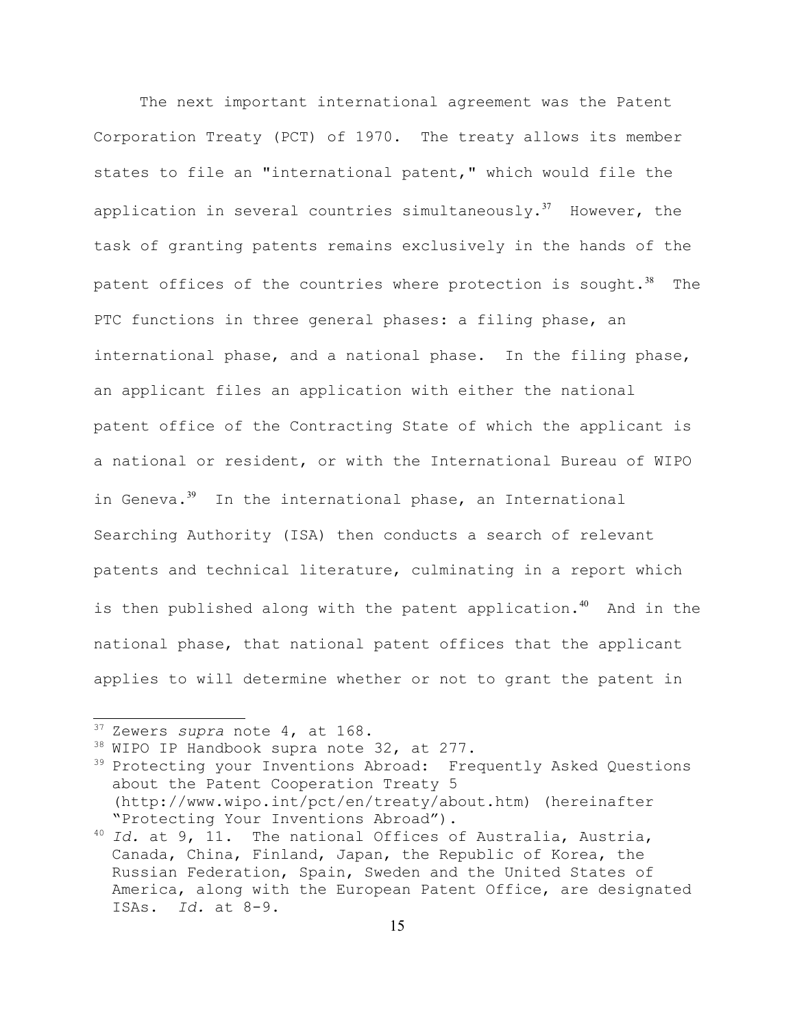The next important international agreement was the Patent Corporation Treaty (PCT) of 1970. The treaty allows its member states to file an "international patent," which would file the application in several countries simultaneously.[37] However, the task of granting patents remains exclusively in the hands of the patent offices of the countries where protection is sought.[38] The PTC functions in three general phases: a filing phase, an international phase, and a national phase. In the filing phase, an applicant files an application with either the national patent office of the Contracting State of which the applicant is a national or resident, or with the International Bureau of WIPO in Geneva.[39] In the international phase, an International Searching Authority (ISA) then conducts a search of relevant patents and technical literature, culminating in a report which is then published along with the patent application.[40] And in the national phase, that national patent offices that the applicant applies to will determine whether or not to grant the patent in

---

[37] Zewers *supra* note 4, at 168.

[38] WIPO IP Handbook supra note 32, at 277.

[39] Protecting your Inventions Abroad: Frequently Asked Questions about the Patent Cooperation Treaty 5 (http://www.wipo.int/pct/en/treaty/about.htm) (hereinafter "Protecting Your Inventions Abroad").

[40] *Id.* at 9, 11. The national Offices of Australia, Austria, Canada, China, Finland, Japan, the Republic of Korea, the Russian Federation, Spain, Sweden and the United States of America, along with the European Patent Office, are designated ISAs. *Id.* at 8-9.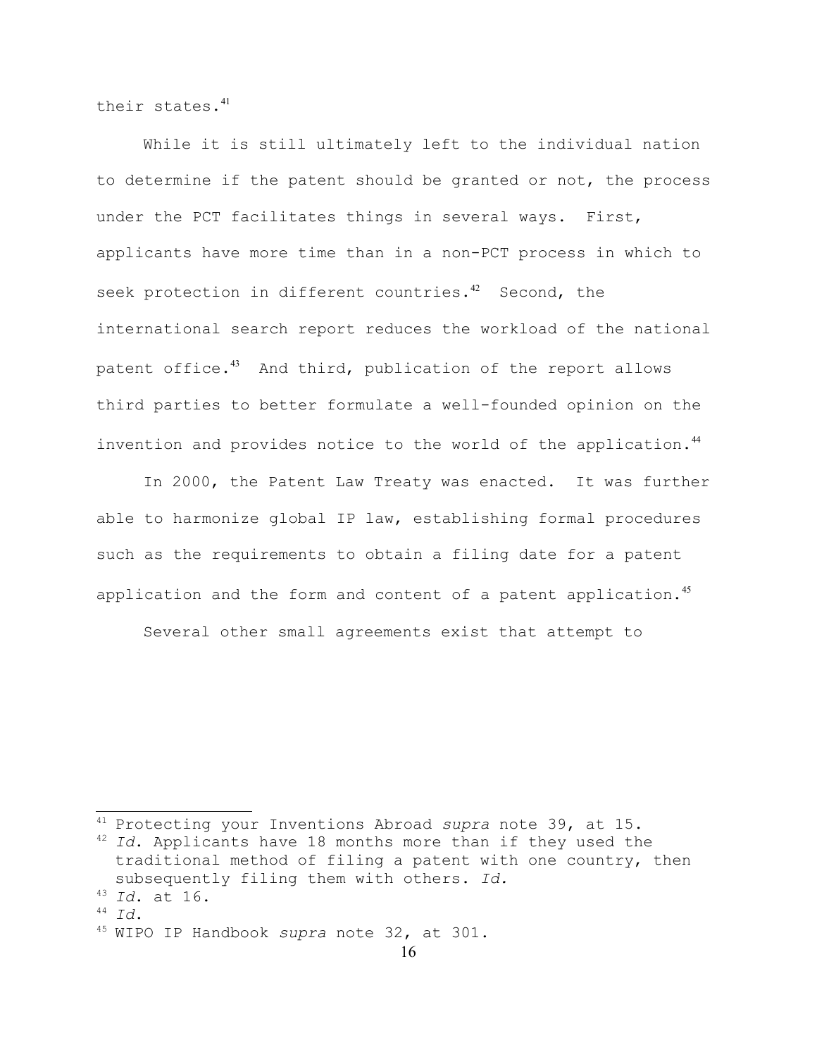their states.[41]

While it is still ultimately left to the individual nation to determine if the patent should be granted or not, the process under the PCT facilitates things in several ways. First, applicants have more time than in a non-PCT process in which to seek protection in different countries.[42] Second, the international search report reduces the workload of the national patent office.[43] And third, publication of the report allows third parties to better formulate a well-founded opinion on the invention and provides notice to the world of the application.[44]

In 2000, the Patent Law Treaty was enacted. It was further able to harmonize global IP law, establishing formal procedures such as the requirements to obtain a filing date for a patent application and the form and content of a patent application.[45]

Several other small agreements exist that attempt to

---

[41] Protecting your Inventions Abroad *supra* note 39, at 15.

[42] *Id*. Applicants have 18 months more than if they used the traditional method of filing a patent with one country, then subsequently filing them with others. *Id.*

[43] *Id*. at 16.

[44] *Id*.

[45] WIPO IP Handbook *supra* note 32, at 301.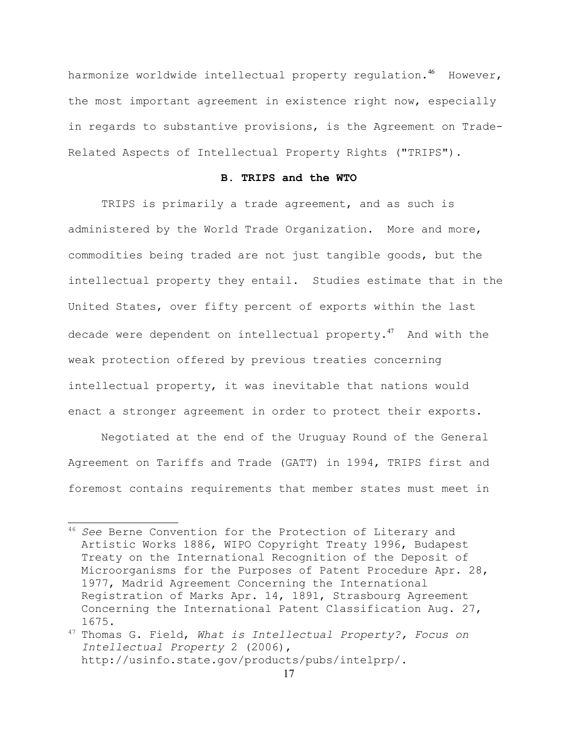harmonize worldwide intellectual property regulation.[46] However, the most important agreement in existence right now, especially in regards to substantive provisions, is the Agreement on Trade-Related Aspects of Intellectual Property Rights ("TRIPS").

### B. TRIPS and the WTO

TRIPS is primarily a trade agreement, and as such is administered by the World Trade Organization. More and more, commodities being traded are not just tangible goods, but the intellectual property they entail. Studies estimate that in the United States, over fifty percent of exports within the last decade were dependent on intellectual property.[47] And with the weak protection offered by previous treaties concerning intellectual property, it was inevitable that nations would enact a stronger agreement in order to protect their exports.

Negotiated at the end of the Uruguay Round of the General Agreement on Tariffs and Trade (GATT) in 1994, TRIPS first and foremost contains requirements that member states must meet in

---

[46] *See* Berne Convention for the Protection of Literary and Artistic Works 1886, WIPO Copyright Treaty 1996, Budapest Treaty on the International Recognition of the Deposit of Microorganisms for the Purposes of Patent Procedure Apr. 28, 1977, Madrid Agreement Concerning the International Registration of Marks Apr. 14, 1891, Strasbourg Agreement Concerning the International Patent Classification Aug. 27, 1675.

[47] Thomas G. Field, *What is Intellectual Property?, Focus on Intellectual Property* 2 (2006), http://usinfo.state.gov/products/pubs/intelprp/.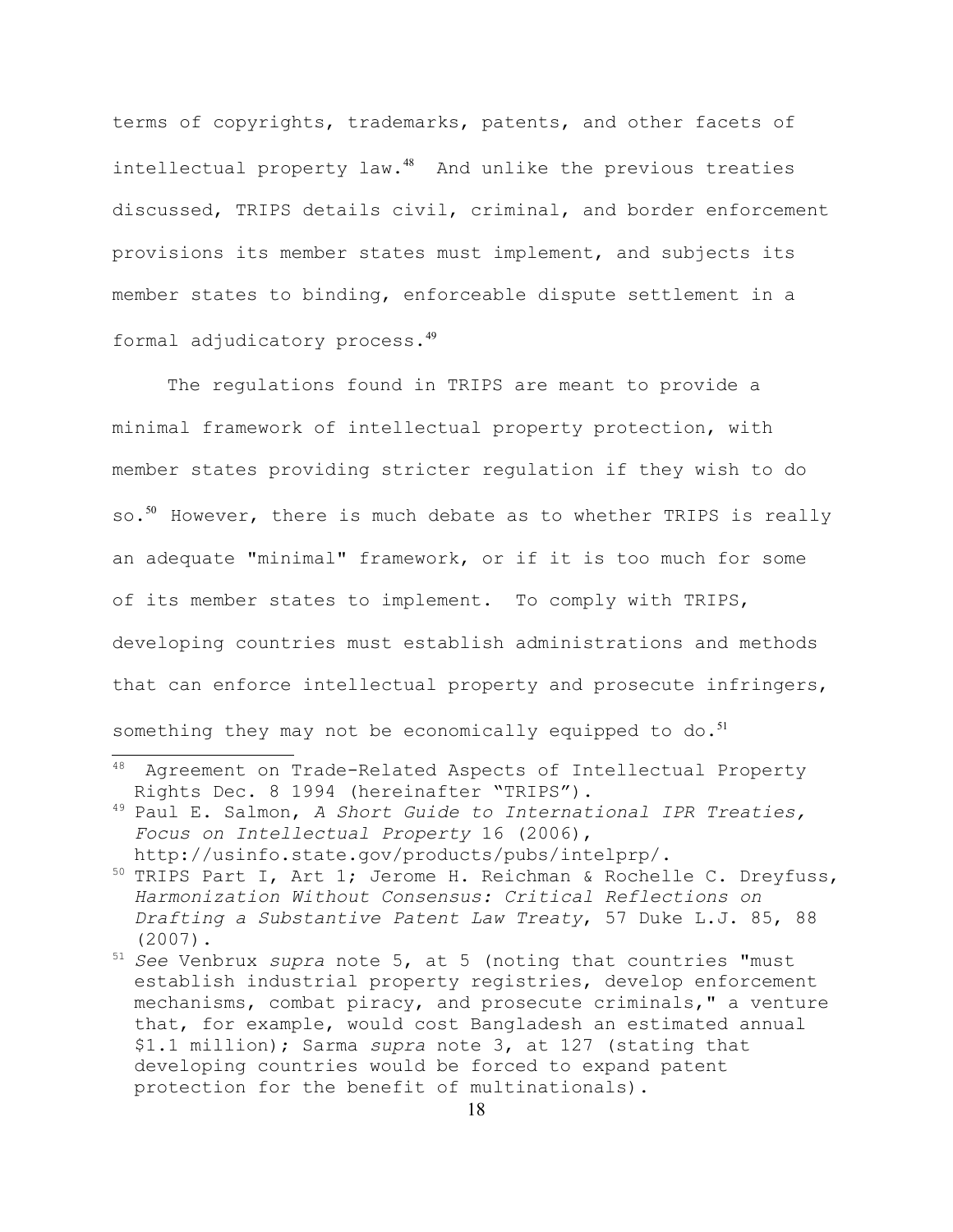terms of copyrights, trademarks, patents, and other facets of intellectual property law.[48] And unlike the previous treaties discussed, TRIPS details civil, criminal, and border enforcement provisions its member states must implement, and subjects its member states to binding, enforceable dispute settlement in a formal adjudicatory process.[49]

The regulations found in TRIPS are meant to provide a minimal framework of intellectual property protection, with member states providing stricter regulation if they wish to do so.[50] However, there is much debate as to whether TRIPS is really an adequate "minimal" framework, or if it is too much for some of its member states to implement. To comply with TRIPS, developing countries must establish administrations and methods that can enforce intellectual property and prosecute infringers, something they may not be economically equipped to do.[51]

---

[48] Agreement on Trade-Related Aspects of Intellectual Property Rights Dec. 8 1994 (hereinafter "TRIPS").

[49] Paul E. Salmon, *A Short Guide to International IPR Treaties, Focus on Intellectual Property* 16 (2006), http://usinfo.state.gov/products/pubs/intelprp/.

[50] TRIPS Part I, Art 1; Jerome H. Reichman & Rochelle C. Dreyfuss, *Harmonization Without Consensus: Critical Reflections on Drafting a Substantive Patent Law Treaty*, 57 Duke L.J. 85, 88 (2007).

[51] *See* Venbrux *supra* note 5, at 5 (noting that countries "must establish industrial property registries, develop enforcement mechanisms, combat piracy, and prosecute criminals," a venture that, for example, would cost Bangladesh an estimated annual $1.1 million); Sarma *supra* note 3, at 127 (stating that developing countries would be forced to expand patent protection for the benefit of multinationals).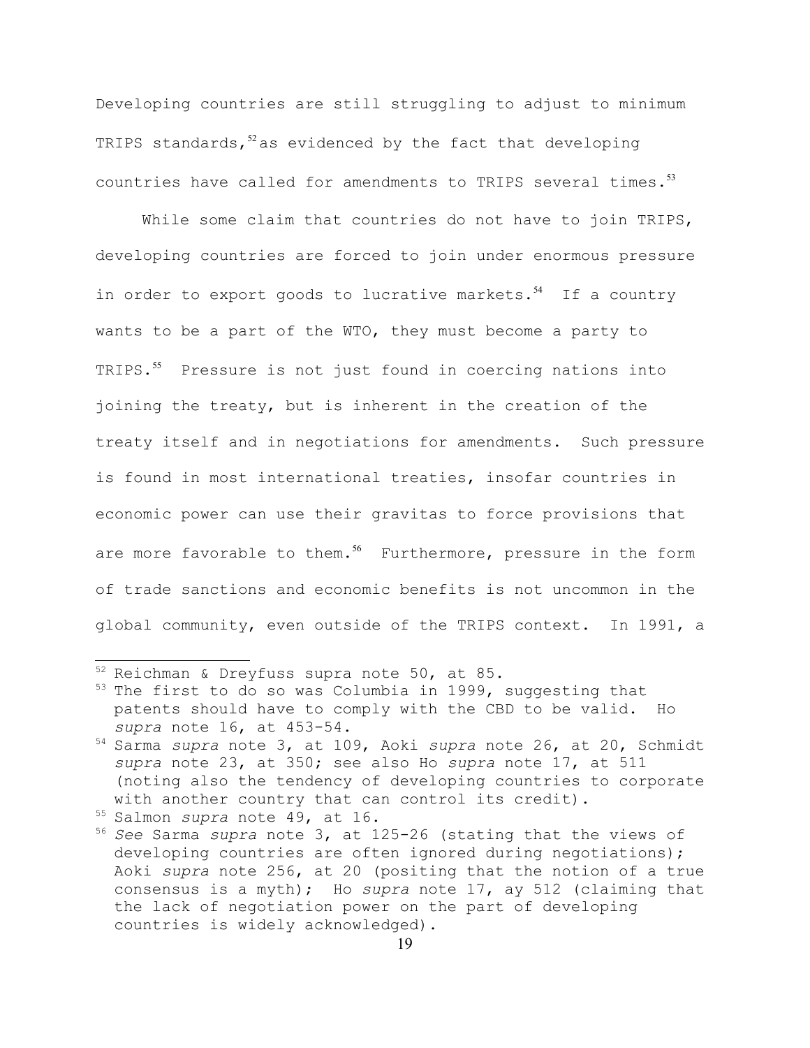Developing countries are still struggling to adjust to minimum TRIPS standards,[52] as evidenced by the fact that developing countries have called for amendments to TRIPS several times.[53]

While some claim that countries do not have to join TRIPS, developing countries are forced to join under enormous pressure in order to export goods to lucrative markets.[54] If a country wants to be a part of the WTO, they must become a party to TRIPS.[55] Pressure is not just found in coercing nations into joining the treaty, but is inherent in the creation of the treaty itself and in negotiations for amendments. Such pressure is found in most international treaties, insofar countries in economic power can use their gravitas to force provisions that are more favorable to them.[56] Furthermore, pressure in the form of trade sanctions and economic benefits is not uncommon in the global community, even outside of the TRIPS context. In 1991, a

---

[52] Reichman & Dreyfuss supra note 50, at 85.

[53] The first to do so was Columbia in 1999, suggesting that patents should have to comply with the CBD to be valid. Ho *supra* note 16, at 453-54.

[54] Sarma *supra* note 3, at 109, Aoki *supra* note 26, at 20, Schmidt *supra* note 23, at 350; see also Ho *supra* note 17, at 511 (noting also the tendency of developing countries to corporate with another country that can control its credit).

[55] Salmon *supra* note 49, at 16.

[56] *See* Sarma *supra* note 3, at 125-26 (stating that the views of developing countries are often ignored during negotiations); Aoki *supra* note 256, at 20 (positing that the notion of a true consensus is a myth); Ho *supra* note 17, ay 512 (claiming that the lack of negotiation power on the part of developing countries is widely acknowledged).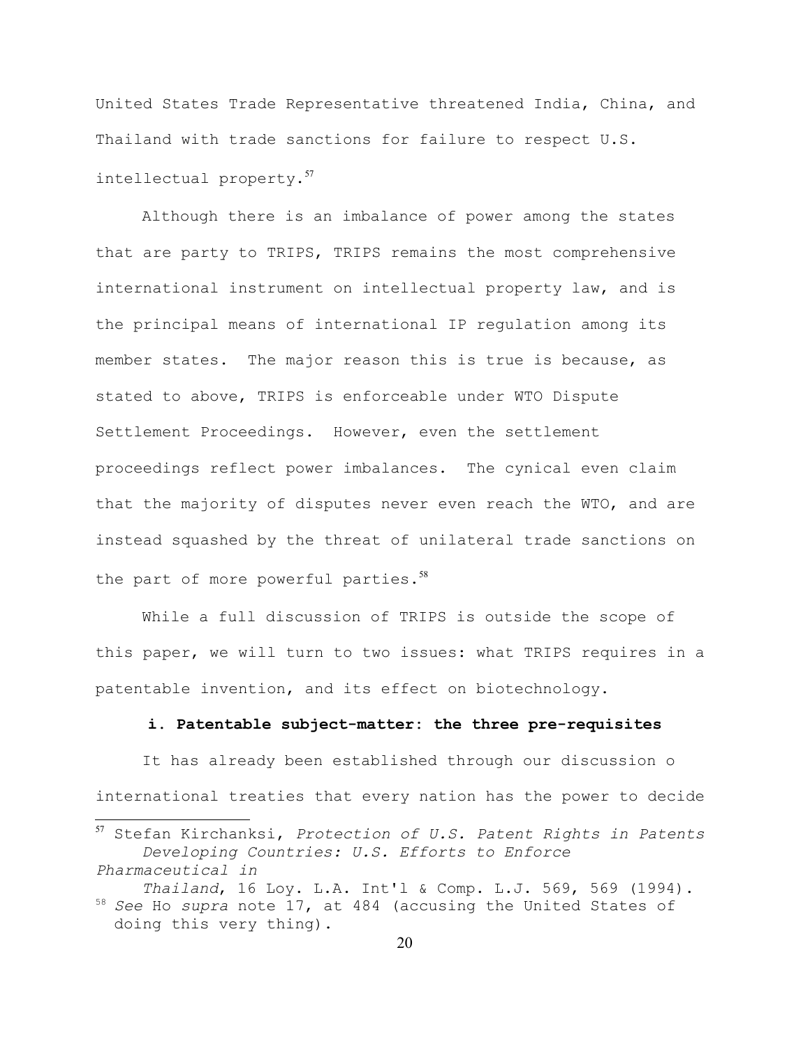United States Trade Representative threatened India, China, and Thailand with trade sanctions for failure to respect U.S. intellectual property.[57]

Although there is an imbalance of power among the states that are party to TRIPS, TRIPS remains the most comprehensive international instrument on intellectual property law, and is the principal means of international IP regulation among its member states. The major reason this is true is because, as stated to above, TRIPS is enforceable under WTO Dispute Settlement Proceedings. However, even the settlement proceedings reflect power imbalances. The cynical even claim that the majority of disputes never even reach the WTO, and are instead squashed by the threat of unilateral trade sanctions on the part of more powerful parties.[58]

While a full discussion of TRIPS is outside the scope of this paper, we will turn to two issues: what TRIPS requires in a patentable invention, and its effect on biotechnology.

**i. Patentable subject-matter: the three pre-requisites**

It has already been established through our discussion o international treaties that every nation has the power to decide

---

[57] Stefan Kirchanksi, *Protection of U.S. Patent Rights in Patents Developing Countries: U.S. Efforts to Enforce Pharmaceutical in Thailand*, 16 Loy. L.A. Int'l & Comp. L.J. 569, 569 (1994).

[58] *See* Ho *supra* note 17, at 484 (accusing the United States of doing this very thing).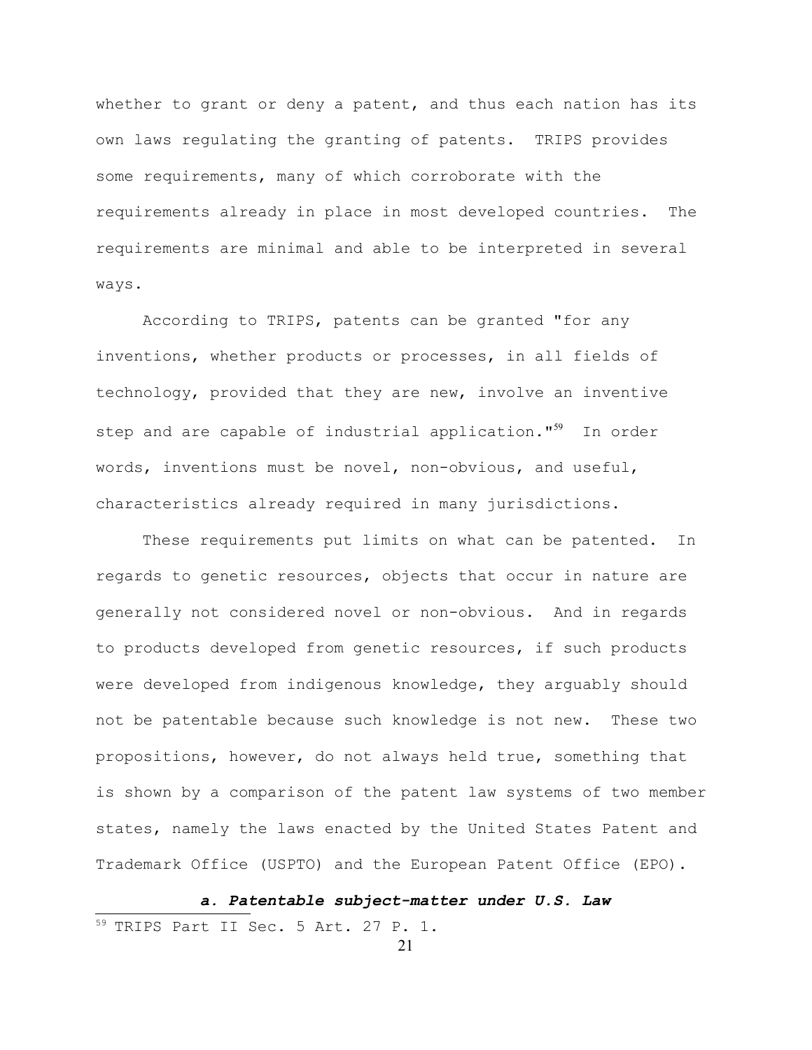whether to grant or deny a patent, and thus each nation has its own laws regulating the granting of patents. TRIPS provides some requirements, many of which corroborate with the requirements already in place in most developed countries. The requirements are minimal and able to be interpreted in several ways.

According to TRIPS, patents can be granted "for any inventions, whether products or processes, in all fields of technology, provided that they are new, involve an inventive step and are capable of industrial application."[59] In order words, inventions must be novel, non-obvious, and useful, characteristics already required in many jurisdictions.

These requirements put limits on what can be patented. In regards to genetic resources, objects that occur in nature are generally not considered novel or non-obvious. And in regards to products developed from genetic resources, if such products were developed from indigenous knowledge, they arguably should not be patentable because such knowledge is not new. These two propositions, however, do not always held true, something that is shown by a comparison of the patent law systems of two member states, namely the laws enacted by the United States Patent and Trademark Office (USPTO) and the European Patent Office (EPO).

### *a. Patentable subject-matter under U.S. Law*

[59] TRIPS Part II Sec. 5 Art. 27 P. 1.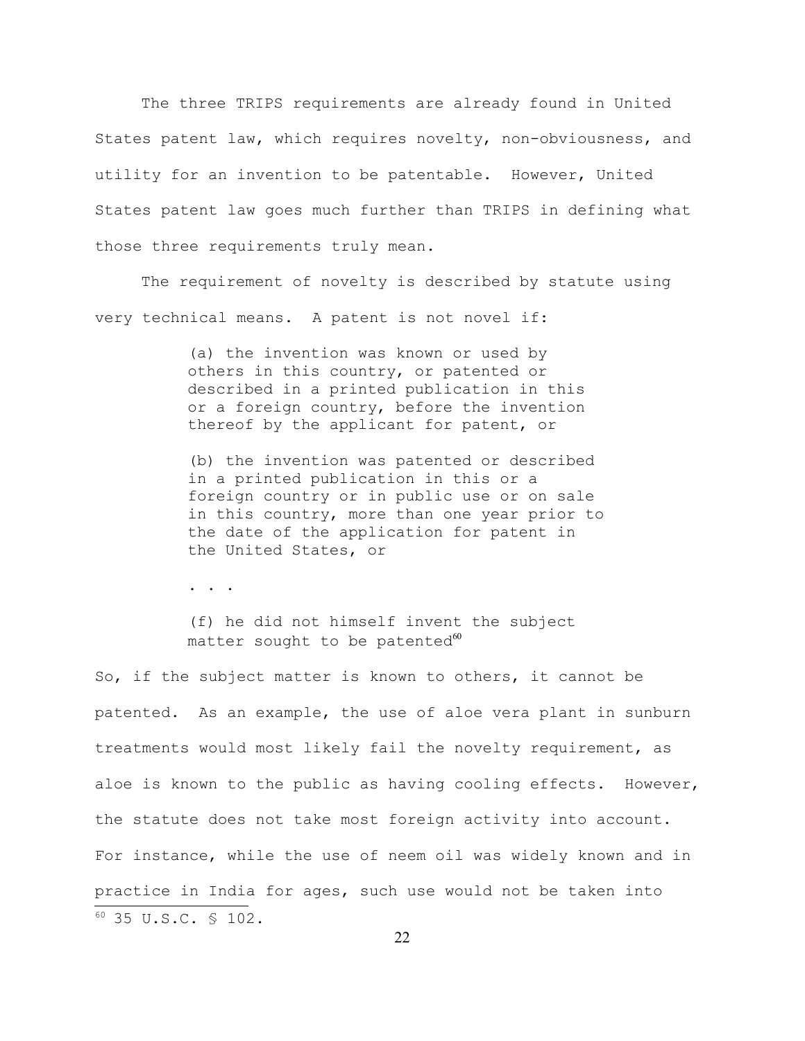The three TRIPS requirements are already found in United States patent law, which requires novelty, non-obviousness, and utility for an invention to be patentable. However, United States patent law goes much further than TRIPS in defining what those three requirements truly mean.

The requirement of novelty is described by statute using very technical means. A patent is not novel if:

> (a) the invention was known or used by others in this country, or patented or described in a printed publication in this or a foreign country, before the invention thereof by the applicant for patent, or
>
> (b) the invention was patented or described in a printed publication in this or a foreign country or in public use or on sale in this country, more than one year prior to the date of the application for patent in the United States, or
>
> . . .
>
> (f) he did not himself invent the subject matter sought to be patented[60]

So, if the subject matter is known to others, it cannot be patented. As an example, the use of aloe vera plant in sunburn treatments would most likely fail the novelty requirement, as aloe is known to the public as having cooling effects. However, the statute does not take most foreign activity into account. For instance, while the use of neem oil was widely known and in practice in India for ages, such use would not be taken into

---

[60] 35 U.S.C. § 102.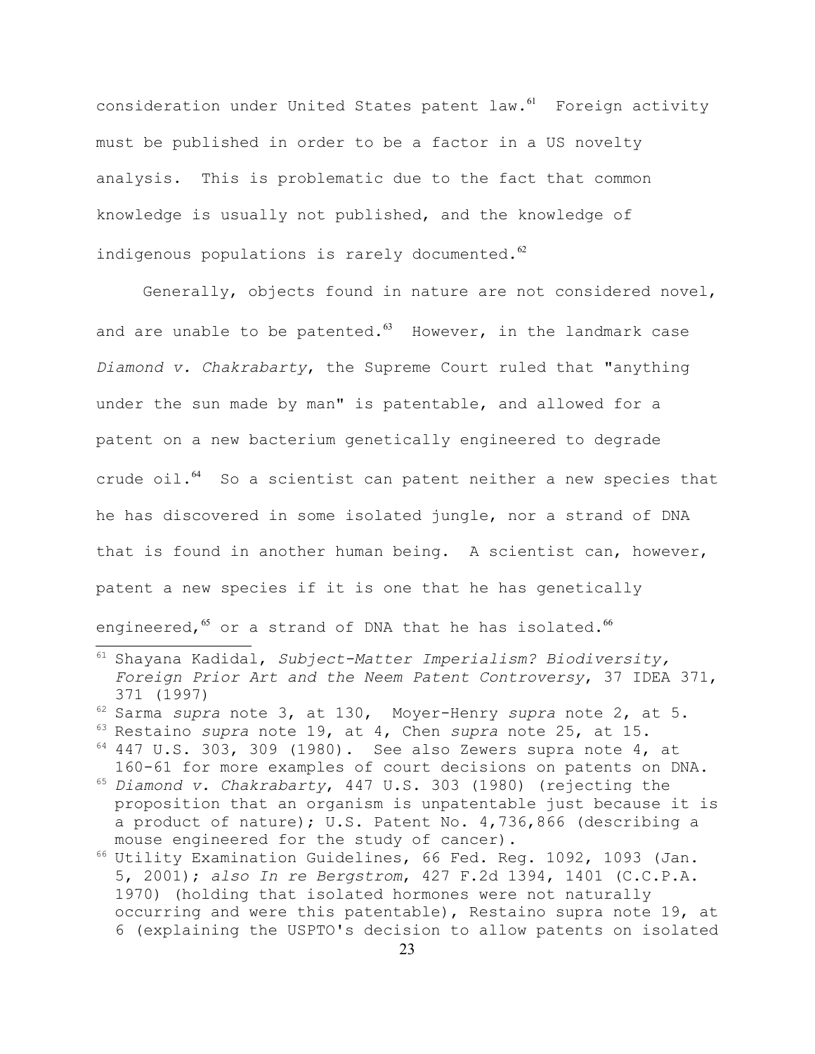consideration under United States patent law.[61] Foreign activity must be published in order to be a factor in a US novelty analysis. This is problematic due to the fact that common knowledge is usually not published, and the knowledge of indigenous populations is rarely documented.[62]

Generally, objects found in nature are not considered novel, and are unable to be patented.[63] However, in the landmark case *Diamond v. Chakrabarty*, the Supreme Court ruled that "anything under the sun made by man" is patentable, and allowed for a patent on a new bacterium genetically engineered to degrade crude oil.[64] So a scientist can patent neither a new species that he has discovered in some isolated jungle, nor a strand of DNA that is found in another human being. A scientist can, however, patent a new species if it is one that he has genetically engineered,[65] or a strand of DNA that he has isolated.[66]

---

[61] Shayana Kadidal, *Subject-Matter Imperialism? Biodiversity, Foreign Prior Art and the Neem Patent Controversy*, 37 IDEA 371, 371 (1997)

[62] Sarma *supra* note 3, at 130, Moyer-Henry *supra* note 2, at 5.

[63] Restaino *supra* note 19, at 4, Chen *supra* note 25, at 15.

[64] 447 U.S. 303, 309 (1980). See also Zewers supra note 4, at 160-61 for more examples of court decisions on patents on DNA.

[65] *Diamond v. Chakrabarty*, 447 U.S. 303 (1980) (rejecting the proposition that an organism is unpatentable just because it is a product of nature); U.S. Patent No. 4,736,866 (describing a mouse engineered for the study of cancer).

[66] Utility Examination Guidelines, 66 Fed. Reg. 1092, 1093 (Jan. 5, 2001); *also In re Bergstrom*, 427 F.2d 1394, 1401 (C.C.P.A. 1970) (holding that isolated hormones were not naturally occurring and were this patentable), Restaino supra note 19, at 6 (explaining the USPTO's decision to allow patents on isolated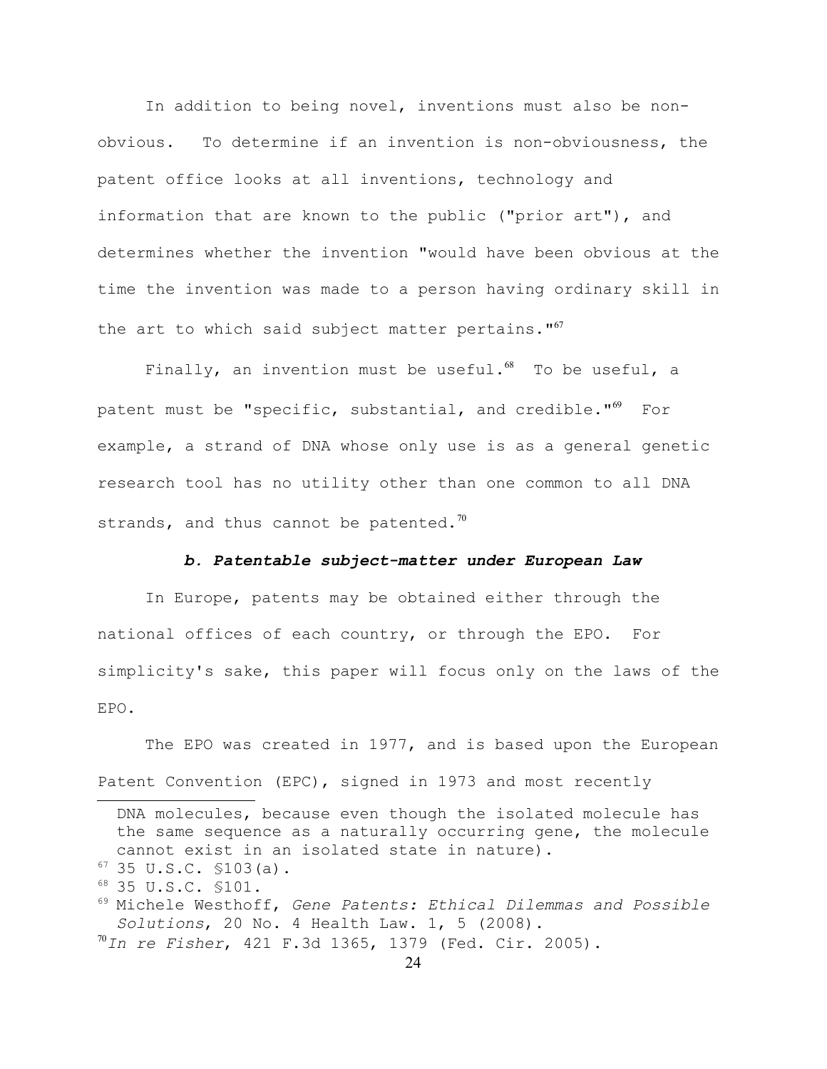In addition to being novel, inventions must also be non-obvious. To determine if an invention is non-obviousness, the patent office looks at all inventions, technology and information that are known to the public ("prior art"), and determines whether the invention "would have been obvious at the time the invention was made to a person having ordinary skill in the art to which said subject matter pertains."[67]

Finally, an invention must be useful.[68] To be useful, a patent must be "specific, substantial, and credible."[69] For example, a strand of DNA whose only use is as a general genetic research tool has no utility other than one common to all DNA strands, and thus cannot be patented.[70]

#### *b. Patentable subject-matter under European Law*

In Europe, patents may be obtained either through the national offices of each country, or through the EPO. For simplicity's sake, this paper will focus only on the laws of the EPO.

The EPO was created in 1977, and is based upon the European Patent Convention (EPC), signed in 1973 and most recently

---

DNA molecules, because even though the isolated molecule has the same sequence as a naturally occurring gene, the molecule cannot exist in an isolated state in nature).

[67] 35 U.S.C. §103(a).

[68] 35 U.S.C. §101.

[69] Michele Westhoff, *Gene Patents: Ethical Dilemmas and Possible Solutions*, 20 No. 4 Health Law. 1, 5 (2008).

[70] *In re Fisher*, 421 F.3d 1365, 1379 (Fed. Cir. 2005).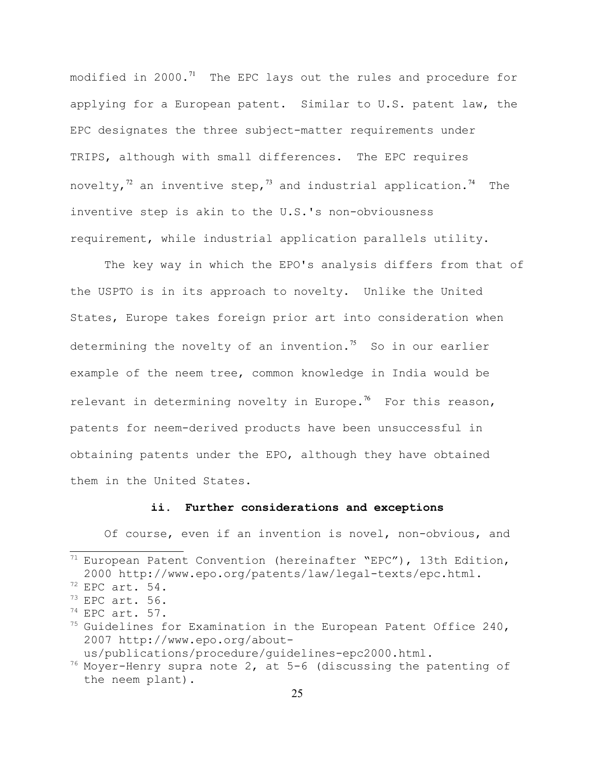modified in 2000.[71] The EPC lays out the rules and procedure for applying for a European patent. Similar to U.S. patent law, the EPC designates the three subject-matter requirements under TRIPS, although with small differences. The EPC requires novelty,[72] an inventive step,[73] and industrial application.[74] The inventive step is akin to the U.S.'s non-obviousness requirement, while industrial application parallels utility.

The key way in which the EPO's analysis differs from that of the USPTO is in its approach to novelty. Unlike the United States, Europe takes foreign prior art into consideration when determining the novelty of an invention.[75] So in our earlier example of the neem tree, common knowledge in India would be relevant in determining novelty in Europe.[76] For this reason, patents for neem-derived products have been unsuccessful in obtaining patents under the EPO, although they have obtained them in the United States.

### ii. Further considerations and exceptions

Of course, even if an invention is novel, non-obvious, and

---

[71] European Patent Convention (hereinafter "EPC"), 13th Edition, 2000 http://www.epo.org/patents/law/legal-texts/epc.html.

[72] EPC art. 54.

[73] EPC art. 56.

[74] EPC art. 57.

[75] Guidelines for Examination in the European Patent Office 240, 2007 http://www.epo.org/about-us/publications/procedure/guidelines-epc2000.html.

[76] Moyer-Henry supra note 2, at 5-6 (discussing the patenting of the neem plant).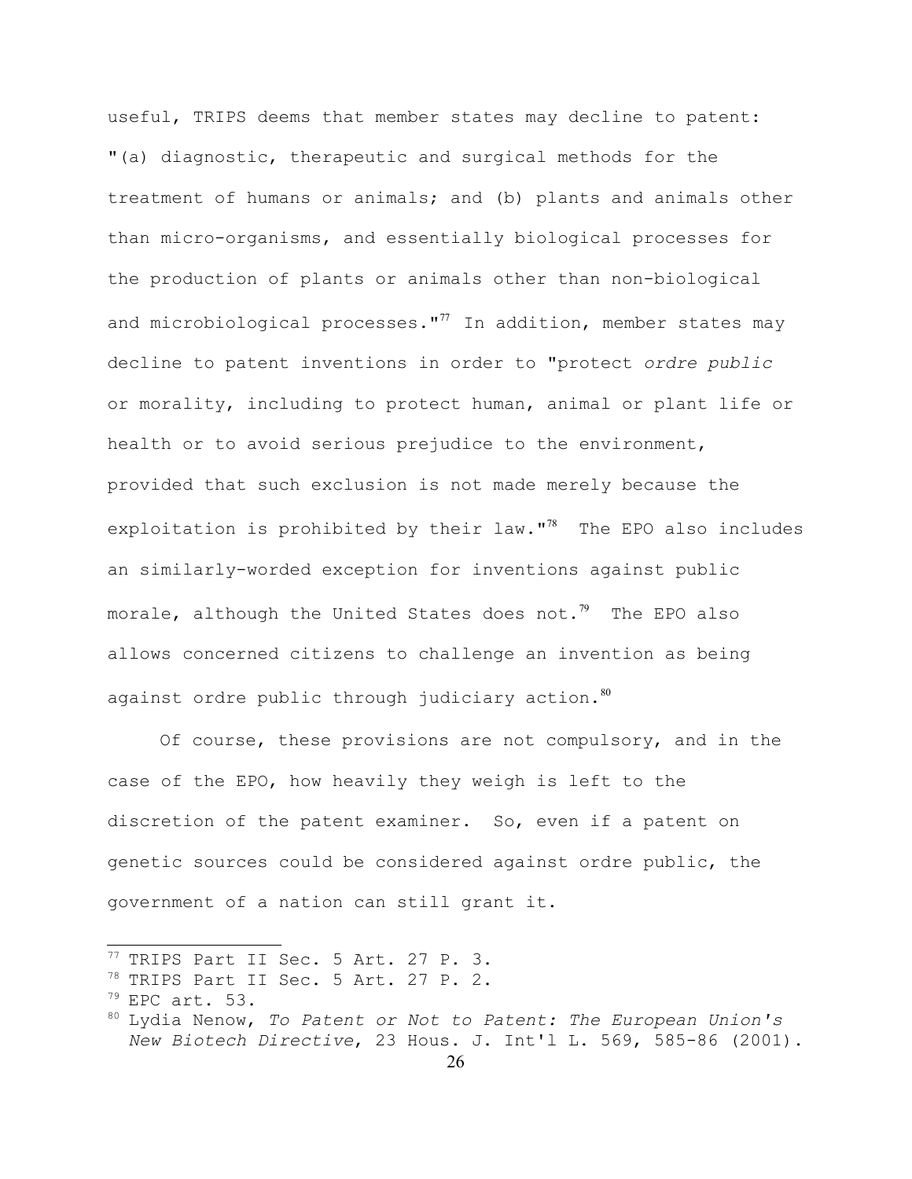useful, TRIPS deems that member states may decline to patent: "(a) diagnostic, therapeutic and surgical methods for the treatment of humans or animals; and (b) plants and animals other than micro-organisms, and essentially biological processes for the production of plants or animals other than non-biological and microbiological processes."[77] In addition, member states may decline to patent inventions in order to "protect *ordre public* or morality, including to protect human, animal or plant life or health or to avoid serious prejudice to the environment, provided that such exclusion is not made merely because the exploitation is prohibited by their law."[78] The EPO also includes an similarly-worded exception for inventions against public morale, although the United States does not.[79] The EPO also allows concerned citizens to challenge an invention as being against ordre public through judiciary action.[80]

Of course, these provisions are not compulsory, and in the case of the EPO, how heavily they weigh is left to the discretion of the patent examiner. So, even if a patent on genetic sources could be considered against ordre public, the government of a nation can still grant it.

---

[77] TRIPS Part II Sec. 5 Art. 27 P. 3.

[78] TRIPS Part II Sec. 5 Art. 27 P. 2.

[79] EPC art. 53.

[80] Lydia Nenow, *To Patent or Not to Patent: The European Union's New Biotech Directive*, 23 Hous. J. Int'l L. 569, 585-86 (2001).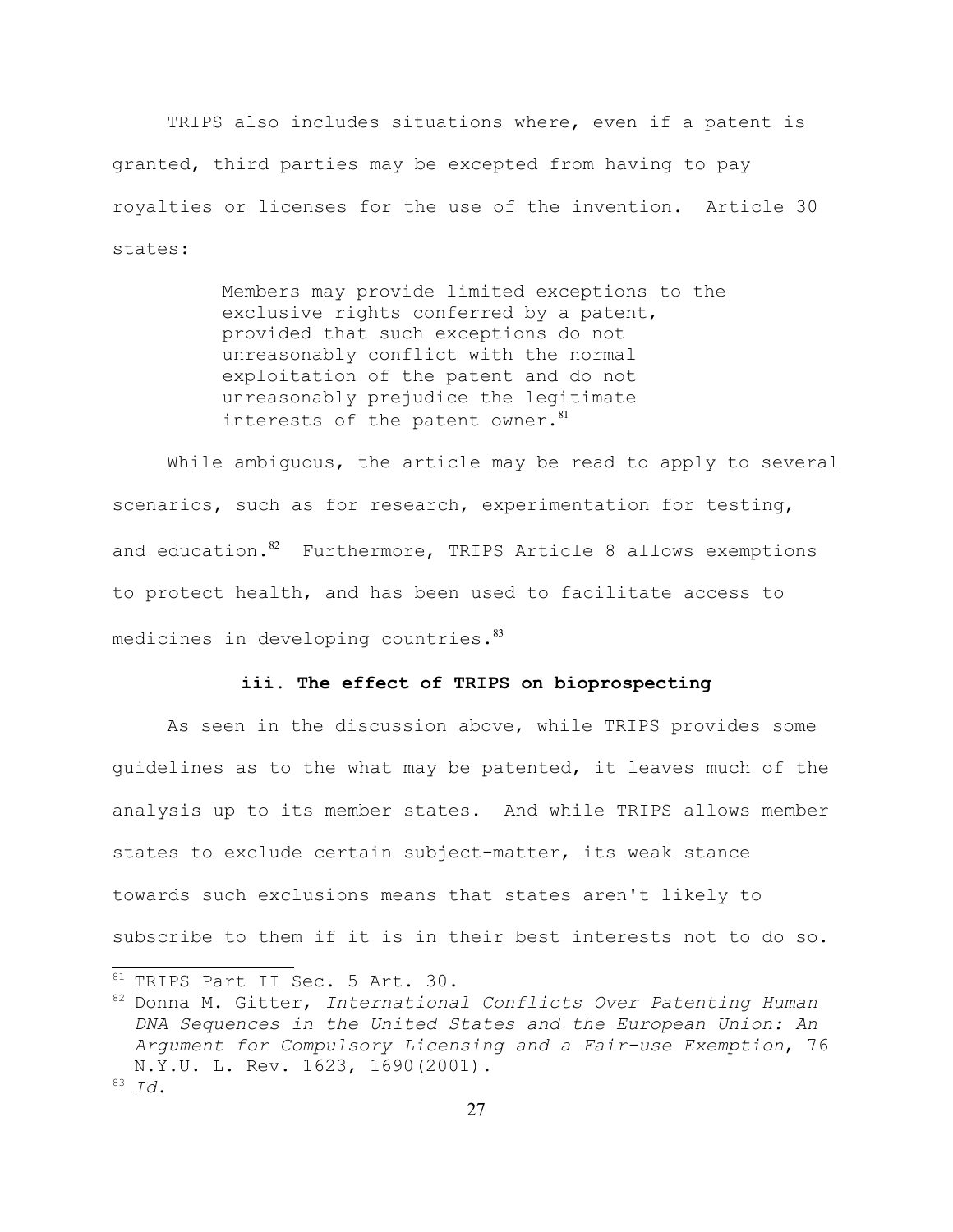TRIPS also includes situations where, even if a patent is granted, third parties may be excepted from having to pay royalties or licenses for the use of the invention. Article 30 states:

> Members may provide limited exceptions to the exclusive rights conferred by a patent, provided that such exceptions do not unreasonably conflict with the normal exploitation of the patent and do not unreasonably prejudice the legitimate interests of the patent owner.[81]

While ambiguous, the article may be read to apply to several scenarios, such as for research, experimentation for testing, and education.[82] Furthermore, TRIPS Article 8 allows exemptions to protect health, and has been used to facilitate access to medicines in developing countries.[83]

### iii. The effect of TRIPS on bioprospecting

As seen in the discussion above, while TRIPS provides some guidelines as to the what may be patented, it leaves much of the analysis up to its member states. And while TRIPS allows member states to exclude certain subject-matter, its weak stance towards such exclusions means that states aren't likely to subscribe to them if it is in their best interests not to do so.

---

[81] TRIPS Part II Sec. 5 Art. 30.

[82] Donna M. Gitter, *International Conflicts Over Patenting Human DNA Sequences in the United States and the European Union: An Argument for Compulsory Licensing and a Fair-use Exemption*, 76 N.Y.U. L. Rev. 1623, 1690(2001).

[83] *Id*.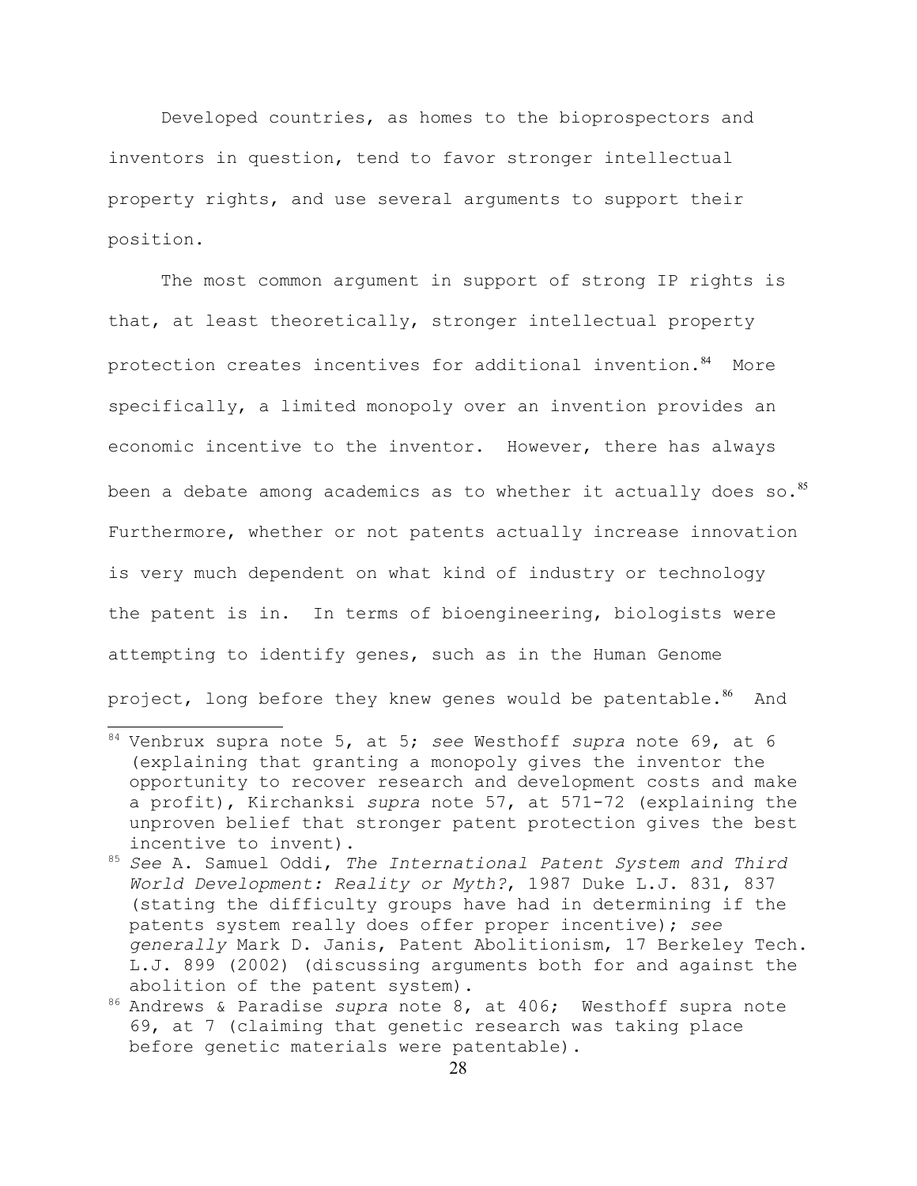Developed countries, as homes to the bioprospectors and inventors in question, tend to favor stronger intellectual property rights, and use several arguments to support their position.

The most common argument in support of strong IP rights is that, at least theoretically, stronger intellectual property protection creates incentives for additional invention.[84] More specifically, a limited monopoly over an invention provides an economic incentive to the inventor. However, there has always been a debate among academics as to whether it actually does so.[85] Furthermore, whether or not patents actually increase innovation is very much dependent on what kind of industry or technology the patent is in. In terms of bioengineering, biologists were attempting to identify genes, such as in the Human Genome project, long before they knew genes would be patentable.[86] And

---

[84] Venbrux supra note 5, at 5; *see* Westhoff *supra* note 69, at 6 (explaining that granting a monopoly gives the inventor the opportunity to recover research and development costs and make a profit), Kirchanksi *supra* note 57, at 571-72 (explaining the unproven belief that stronger patent protection gives the best incentive to invent).

[85] *See* A. Samuel Oddi, *The International Patent System and Third World Development: Reality or Myth?*, 1987 Duke L.J. 831, 837 (stating the difficulty groups have had in determining if the patents system really does offer proper incentive); *see generally* Mark D. Janis, Patent Abolitionism, 17 Berkeley Tech. L.J. 899 (2002) (discussing arguments both for and against the abolition of the patent system).

[86] Andrews & Paradise *supra* note 8, at 406; Westhoff supra note 69, at 7 (claiming that genetic research was taking place before genetic materials were patentable).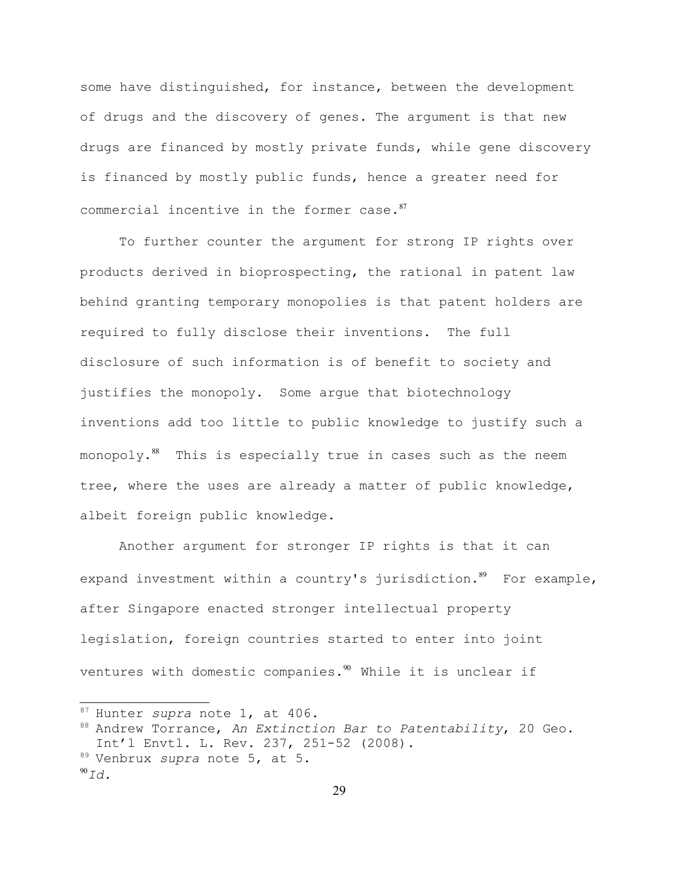some have distinguished, for instance, between the development of drugs and the discovery of genes. The argument is that new drugs are financed by mostly private funds, while gene discovery is financed by mostly public funds, hence a greater need for commercial incentive in the former case.[87]

To further counter the argument for strong IP rights over products derived in bioprospecting, the rational in patent law behind granting temporary monopolies is that patent holders are required to fully disclose their inventions. The full disclosure of such information is of benefit to society and justifies the monopoly. Some argue that biotechnology inventions add too little to public knowledge to justify such a monopoly.[88] This is especially true in cases such as the neem tree, where the uses are already a matter of public knowledge, albeit foreign public knowledge.

Another argument for stronger IP rights is that it can expand investment within a country's jurisdiction.[89] For example, after Singapore enacted stronger intellectual property legislation, foreign countries started to enter into joint ventures with domestic companies.[90] While it is unclear if

---

[87] Hunter *supra* note 1, at 406.

[88] Andrew Torrance, *An Extinction Bar to Patentability*, 20 Geo. Int'l Envtl. L. Rev. 237, 251-52 (2008).

[89] Venbrux *supra* note 5, at 5.

[90] *Id.*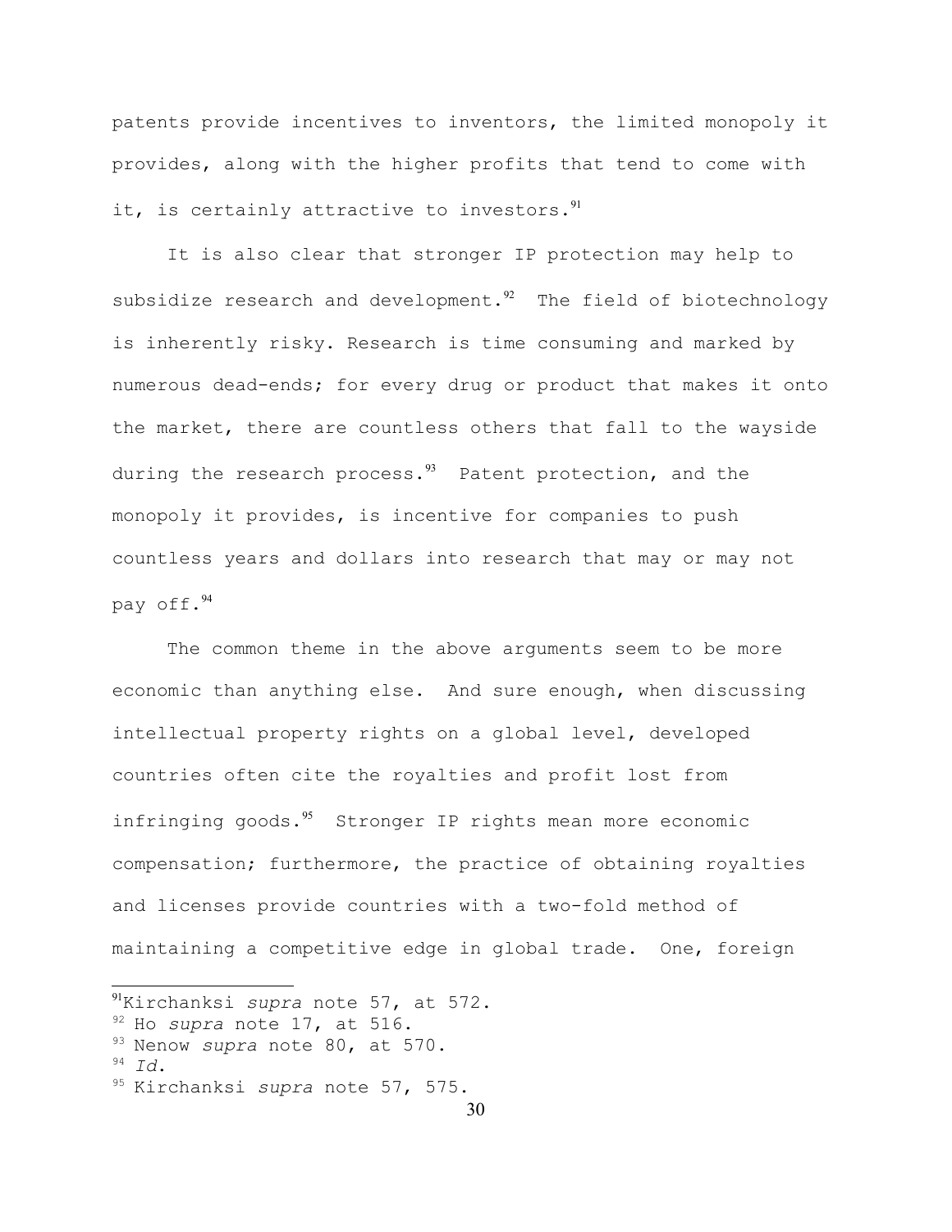patents provide incentives to inventors, the limited monopoly it provides, along with the higher profits that tend to come with it, is certainly attractive to investors.[91]

It is also clear that stronger IP protection may help to subsidize research and development.[92] The field of biotechnology is inherently risky. Research is time consuming and marked by numerous dead-ends; for every drug or product that makes it onto the market, there are countless others that fall to the wayside during the research process.[93] Patent protection, and the monopoly it provides, is incentive for companies to push countless years and dollars into research that may or may not pay off.[94]

The common theme in the above arguments seem to be more economic than anything else. And sure enough, when discussing intellectual property rights on a global level, developed countries often cite the royalties and profit lost from infringing goods.[95] Stronger IP rights mean more economic compensation; furthermore, the practice of obtaining royalties and licenses provide countries with a two-fold method of maintaining a competitive edge in global trade. One, foreign

---

[91] Kirchanksi *supra* note 57, at 572.

[92] Ho *supra* note 17, at 516.

[93] Nenow *supra* note 80, at 570.

[94] *Id*.

[95] Kirchanksi *supra* note 57, 575.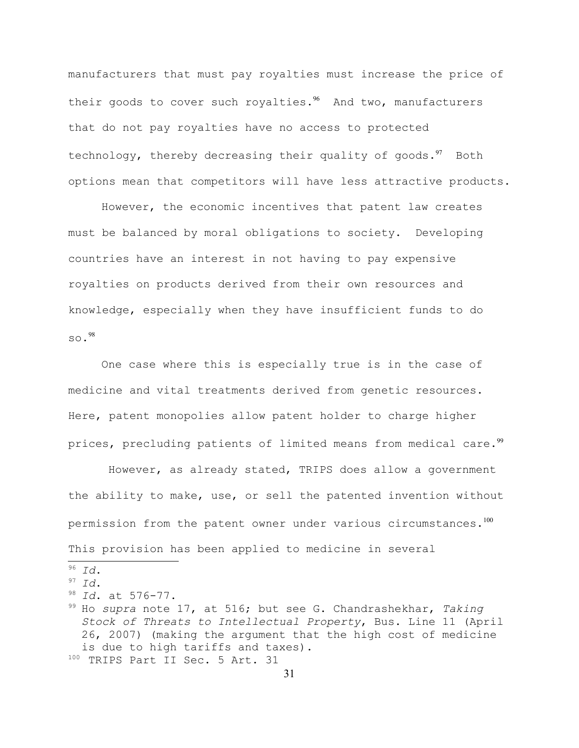manufacturers that must pay royalties must increase the price of their goods to cover such royalties.[96] And two, manufacturers that do not pay royalties have no access to protected technology, thereby decreasing their quality of goods.[97] Both options mean that competitors will have less attractive products.

However, the economic incentives that patent law creates must be balanced by moral obligations to society. Developing countries have an interest in not having to pay expensive royalties on products derived from their own resources and knowledge, especially when they have insufficient funds to do so.[98]

One case where this is especially true is in the case of medicine and vital treatments derived from genetic resources. Here, patent monopolies allow patent holder to charge higher prices, precluding patients of limited means from medical care.[99]

However, as already stated, TRIPS does allow a government the ability to make, use, or sell the patented invention without permission from the patent owner under various circumstances.[100] This provision has been applied to medicine in several

---

[96] *Id.*

[97] *Id.*

[98] *Id.* at 576-77.

[99] Ho *supra* note 17, at 516; but see G. Chandrashekhar, *Taking Stock of Threats to Intellectual Property*, Bus. Line 11 (April 26, 2007) (making the argument that the high cost of medicine is due to high tariffs and taxes).

[100] TRIPS Part II Sec. 5 Art. 31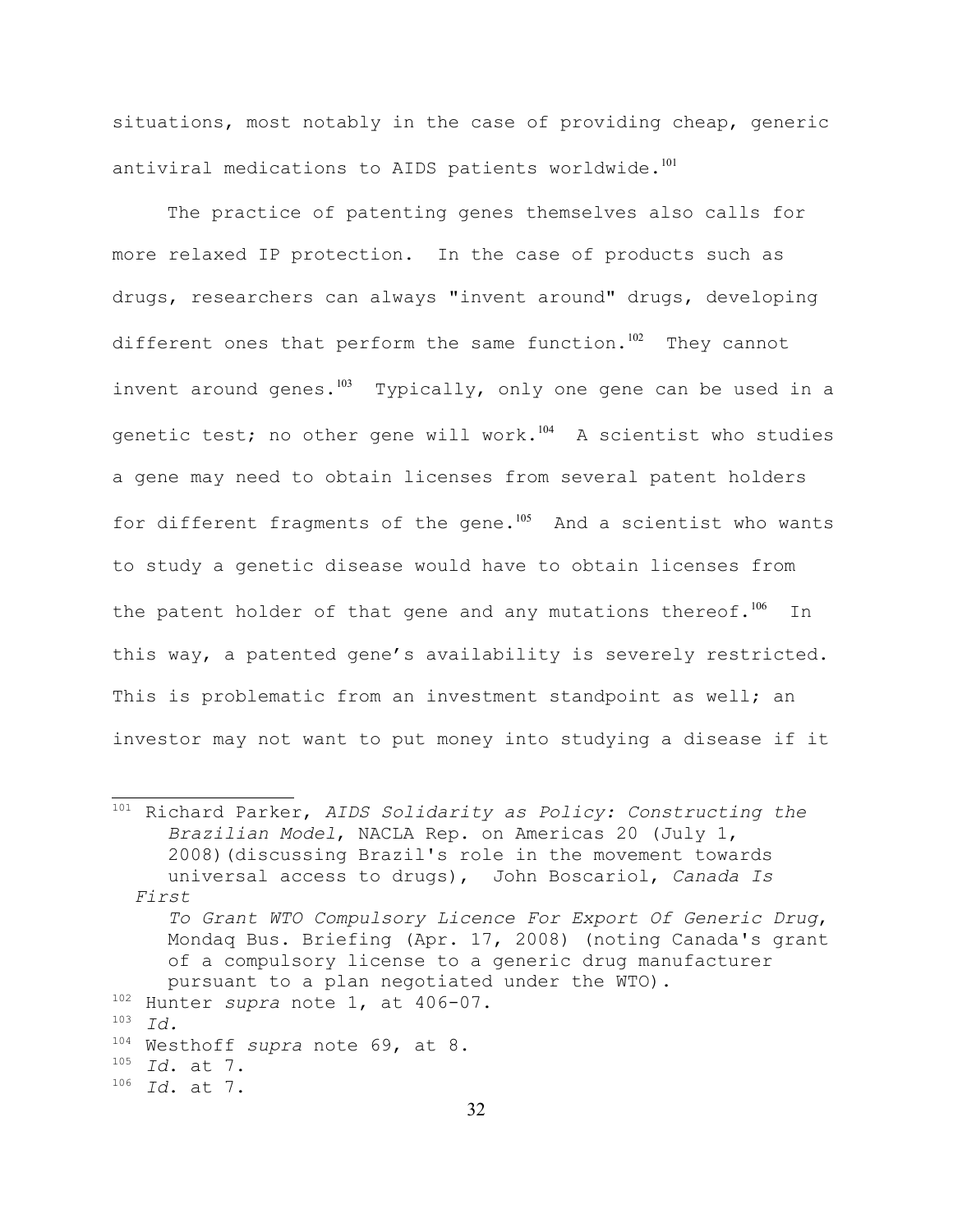situations, most notably in the case of providing cheap, generic antiviral medications to AIDS patients worldwide.[101]

The practice of patenting genes themselves also calls for more relaxed IP protection. In the case of products such as drugs, researchers can always "invent around" drugs, developing different ones that perform the same function.[102] They cannot invent around genes.[103] Typically, only one gene can be used in a genetic test; no other gene will work.[104] A scientist who studies a gene may need to obtain licenses from several patent holders for different fragments of the gene.[105] And a scientist who wants to study a genetic disease would have to obtain licenses from the patent holder of that gene and any mutations thereof.[106] In this way, a patented gene's availability is severely restricted. This is problematic from an investment standpoint as well; an investor may not want to put money into studying a disease if it

---

[101] Richard Parker, *AIDS Solidarity as Policy: Constructing the Brazilian Model*, NACLA Rep. on Americas 20 (July 1, 2008)(discussing Brazil's role in the movement towards universal access to drugs), John Boscariol, *Canada Is First To Grant WTO Compulsory Licence For Export Of Generic Drug*, Mondaq Bus. Briefing (Apr. 17, 2008) (noting Canada's grant of a compulsory license to a generic drug manufacturer pursuant to a plan negotiated under the WTO).

[102] Hunter *supra* note 1, at 406-07.

[103] *Id.*

[104] Westhoff *supra* note 69, at 8.

[105] *Id*. at 7.

[106] *Id*. at 7.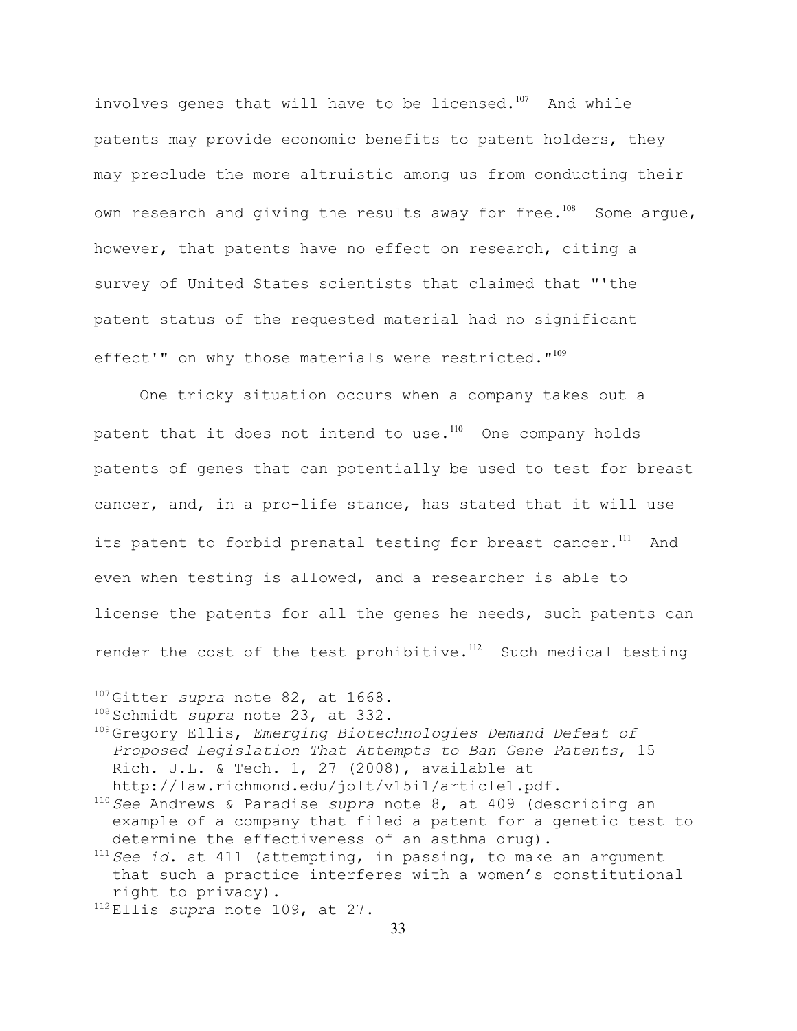involves genes that will have to be licensed.[107] And while patents may provide economic benefits to patent holders, they may preclude the more altruistic among us from conducting their own research and giving the results away for free.[108] Some argue, however, that patents have no effect on research, citing a survey of United States scientists that claimed that "'the patent status of the requested material had no significant effect'" on why those materials were restricted."[109]

One tricky situation occurs when a company takes out a patent that it does not intend to use.[110] One company holds patents of genes that can potentially be used to test for breast cancer, and, in a pro-life stance, has stated that it will use its patent to forbid prenatal testing for breast cancer.[111] And even when testing is allowed, and a researcher is able to license the patents for all the genes he needs, such patents can render the cost of the test prohibitive.[112] Such medical testing

---

[107] Gitter *supra* note 82, at 1668.

[108] Schmidt *supra* note 23, at 332.

[109] Gregory Ellis, *Emerging Biotechnologies Demand Defeat of Proposed Legislation That Attempts to Ban Gene Patents*, 15 Rich. J.L. & Tech. 1, 27 (2008), available at http://law.richmond.edu/jolt/v15i1/article1.pdf.

[110] *See* Andrews & Paradise *supra* note 8, at 409 (describing an example of a company that filed a patent for a genetic test to determine the effectiveness of an asthma drug).

[111] *See id*. at 411 (attempting, in passing, to make an argument that such a practice interferes with a women's constitutional right to privacy).

[112] Ellis *supra* note 109, at 27.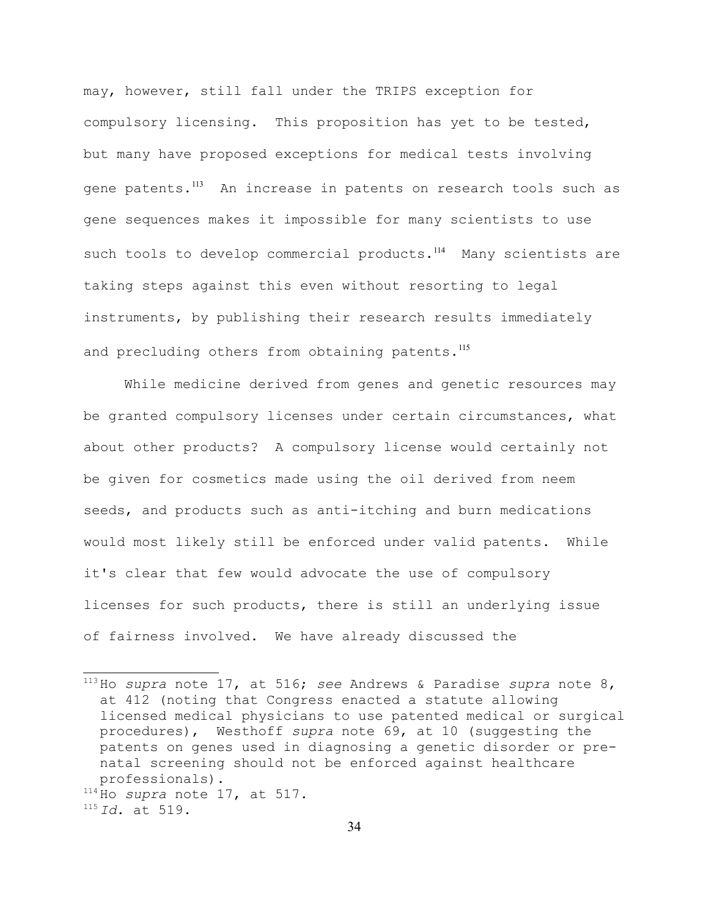may, however, still fall under the TRIPS exception for compulsory licensing. This proposition has yet to be tested, but many have proposed exceptions for medical tests involving gene patents.[113] An increase in patents on research tools such as gene sequences makes it impossible for many scientists to use such tools to develop commercial products.[114] Many scientists are taking steps against this even without resorting to legal instruments, by publishing their research results immediately and precluding others from obtaining patents.[115]

While medicine derived from genes and genetic resources may be granted compulsory licenses under certain circumstances, what about other products? A compulsory license would certainly not be given for cosmetics made using the oil derived from neem seeds, and products such as anti-itching and burn medications would most likely still be enforced under valid patents. While it's clear that few would advocate the use of compulsory licenses for such products, there is still an underlying issue of fairness involved. We have already discussed the

---

[113] Ho *supra* note 17, at 516; *see* Andrews & Paradise *supra* note 8, at 412 (noting that Congress enacted a statute allowing licensed medical physicians to use patented medical or surgical procedures), Westhoff *supra* note 69, at 10 (suggesting the patents on genes used in diagnosing a genetic disorder or pre-natal screening should not be enforced against healthcare professionals).

[114] Ho *supra* note 17, at 517.

[115] *Id*. at 519.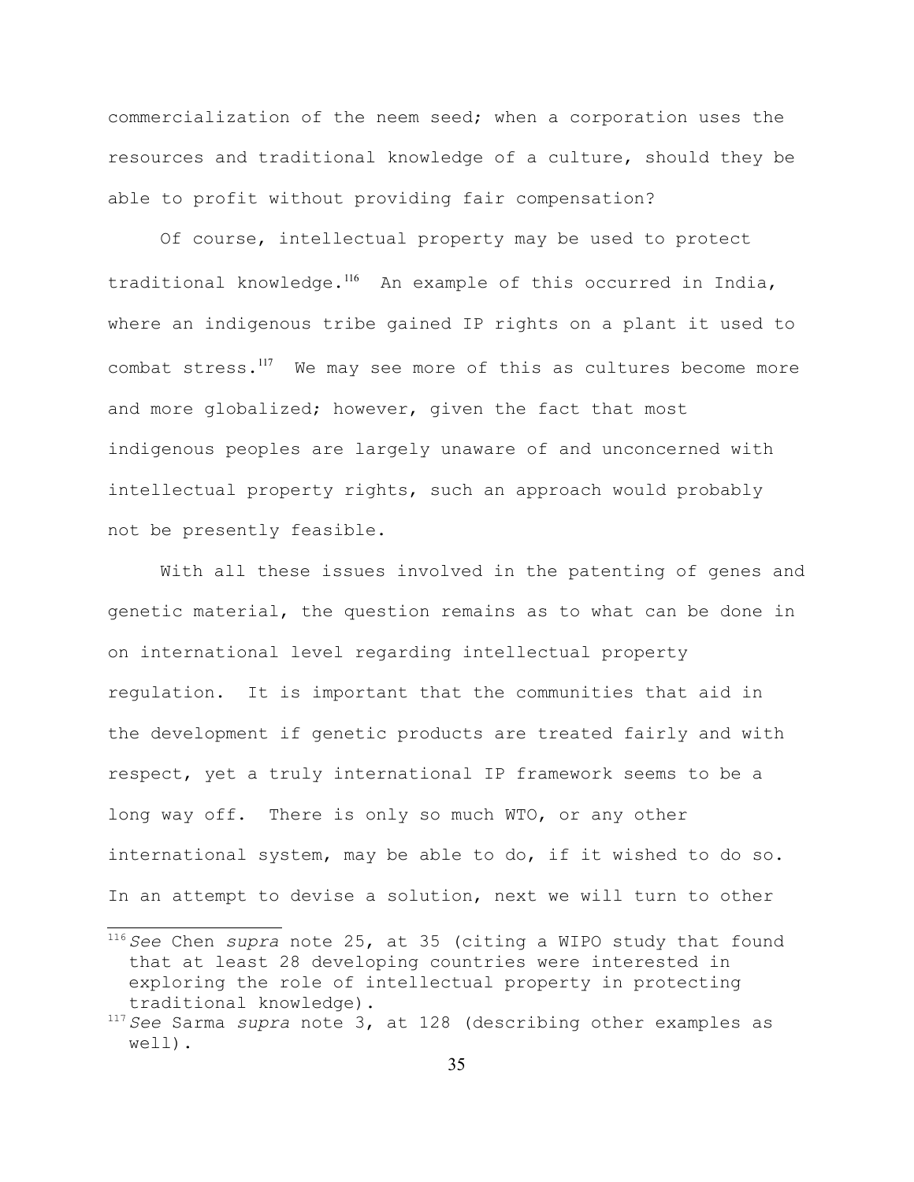commercialization of the neem seed; when a corporation uses the resources and traditional knowledge of a culture, should they be able to profit without providing fair compensation?

Of course, intellectual property may be used to protect traditional knowledge.[116] An example of this occurred in India, where an indigenous tribe gained IP rights on a plant it used to combat stress.[117] We may see more of this as cultures become more and more globalized; however, given the fact that most indigenous peoples are largely unaware of and unconcerned with intellectual property rights, such an approach would probably not be presently feasible.

With all these issues involved in the patenting of genes and genetic material, the question remains as to what can be done in on international level regarding intellectual property regulation. It is important that the communities that aid in the development if genetic products are treated fairly and with respect, yet a truly international IP framework seems to be a long way off. There is only so much WTO, or any other international system, may be able to do, if it wished to do so. In an attempt to devise a solution, next we will turn to other

---

[116] *See* Chen *supra* note 25, at 35 (citing a WIPO study that found that at least 28 developing countries were interested in exploring the role of intellectual property in protecting traditional knowledge).

[117] *See* Sarma *supra* note 3, at 128 (describing other examples as well).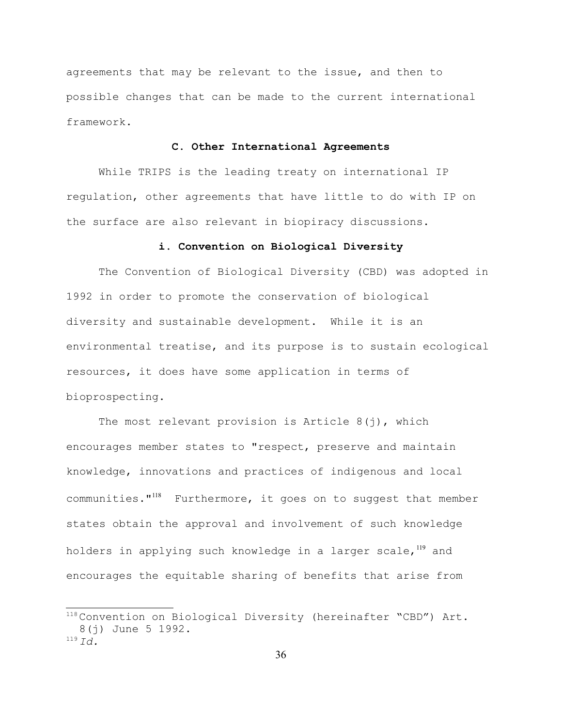agreements that may be relevant to the issue, and then to possible changes that can be made to the current international framework.

### C. Other International Agreements

While TRIPS is the leading treaty on international IP regulation, other agreements that have little to do with IP on the surface are also relevant in biopiracy discussions.

#### i. Convention on Biological Diversity

The Convention of Biological Diversity (CBD) was adopted in 1992 in order to promote the conservation of biological diversity and sustainable development. While it is an environmental treatise, and its purpose is to sustain ecological resources, it does have some application in terms of bioprospecting.

The most relevant provision is Article 8(j), which encourages member states to "respect, preserve and maintain knowledge, innovations and practices of indigenous and local communities."[118] Furthermore, it goes on to suggest that member states obtain the approval and involvement of such knowledge holders in applying such knowledge in a larger scale,[119] and encourages the equitable sharing of benefits that arise from

---

[118] Convention on Biological Diversity (hereinafter "CBD") Art. 8(j) June 5 1992.

[119] *Id.*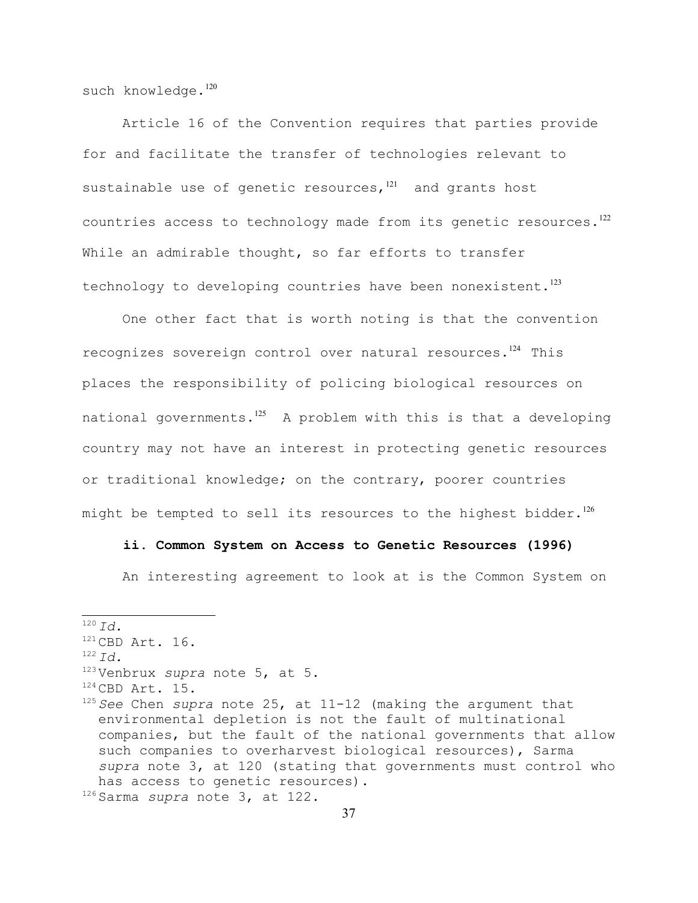such knowledge.[120]

Article 16 of the Convention requires that parties provide for and facilitate the transfer of technologies relevant to sustainable use of genetic resources,[121] and grants host countries access to technology made from its genetic resources.[122] While an admirable thought, so far efforts to transfer technology to developing countries have been nonexistent.[123]

One other fact that is worth noting is that the convention recognizes sovereign control over natural resources.[124] This places the responsibility of policing biological resources on national governments.[125] A problem with this is that a developing country may not have an interest in protecting genetic resources or traditional knowledge; on the contrary, poorer countries might be tempted to sell its resources to the highest bidder.[126]

**ii. Common System on Access to Genetic Resources (1996)**

An interesting agreement to look at is the Common System on

---

[120] *Id.*

[121] CBD Art. 16.

[122] *Id.*

[123] Venbrux *supra* note 5, at 5.

[124] CBD Art. 15.

[125] *See* Chen *supra* note 25, at 11-12 (making the argument that environmental depletion is not the fault of multinational companies, but the fault of the national governments that allow such companies to overharvest biological resources), Sarma *supra* note 3, at 120 (stating that governments must control who has access to genetic resources).

[126] Sarma *supra* note 3, at 122.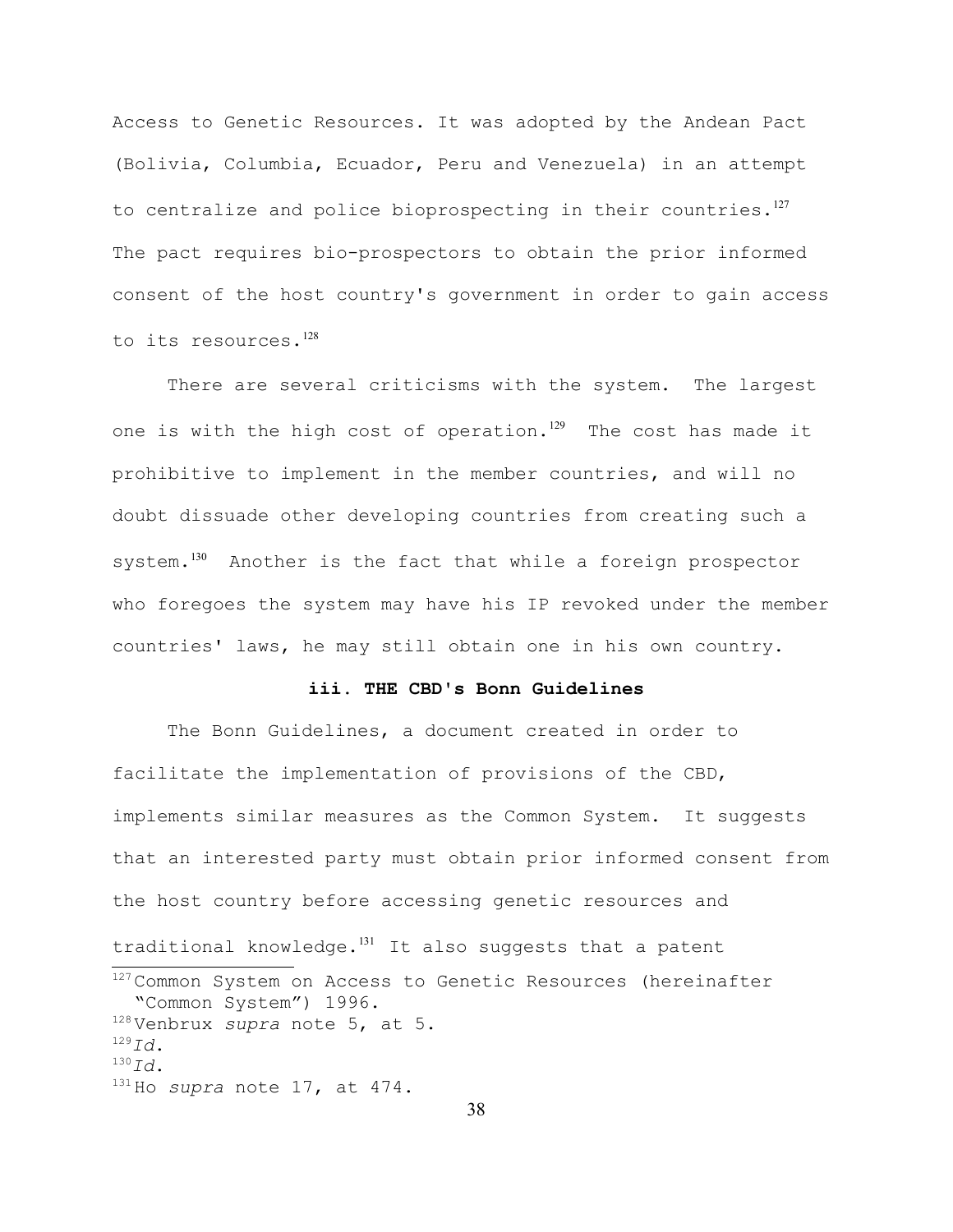Access to Genetic Resources. It was adopted by the Andean Pact (Bolivia, Columbia, Ecuador, Peru and Venezuela) in an attempt to centralize and police bioprospecting in their countries.[127] The pact requires bio-prospectors to obtain the prior informed consent of the host country's government in order to gain access to its resources.[128]

There are several criticisms with the system. The largest one is with the high cost of operation.[129] The cost has made it prohibitive to implement in the member countries, and will no doubt dissuade other developing countries from creating such a system.[130] Another is the fact that while a foreign prospector who foregoes the system may have his IP revoked under the member countries' laws, he may still obtain one in his own country.

### iii. THE CBD's Bonn Guidelines

The Bonn Guidelines, a document created in order to facilitate the implementation of provisions of the CBD, implements similar measures as the Common System. It suggests that an interested party must obtain prior informed consent from the host country before accessing genetic resources and traditional knowledge.[131] It also suggests that a patent

---

[127] Common System on Access to Genetic Resources (hereinafter "Common System") 1996.

[128] Venbrux *supra* note 5, at 5.

[129] *Id.*

[130] *Id.*

[131] Ho *supra* note 17, at 474.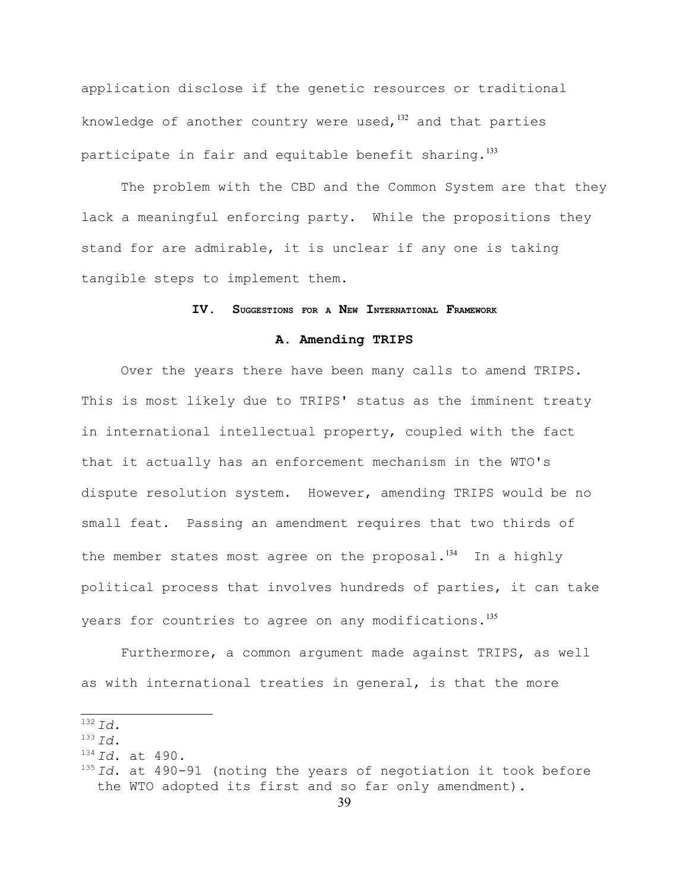application disclose if the genetic resources or traditional knowledge of another country were used,[132] and that parties participate in fair and equitable benefit sharing.[133]

The problem with the CBD and the Common System are that they lack a meaningful enforcing party. While the propositions they stand for are admirable, it is unclear if any one is taking tangible steps to implement them.

## IV. Suggestions for a New International Framework

### A. Amending TRIPS

Over the years there have been many calls to amend TRIPS. This is most likely due to TRIPS' status as the imminent treaty in international intellectual property, coupled with the fact that it actually has an enforcement mechanism in the WTO's dispute resolution system. However, amending TRIPS would be no small feat. Passing an amendment requires that two thirds of the member states most agree on the proposal.[134] In a highly political process that involves hundreds of parties, it can take years for countries to agree on any modifications.[135]

Furthermore, a common argument made against TRIPS, as well as with international treaties in general, is that the more

---

[132] *Id.*

[133] *Id.*

[134] *Id.* at 490.

[135] *Id.* at 490-91 (noting the years of negotiation it took before the WTO adopted its first and so far only amendment).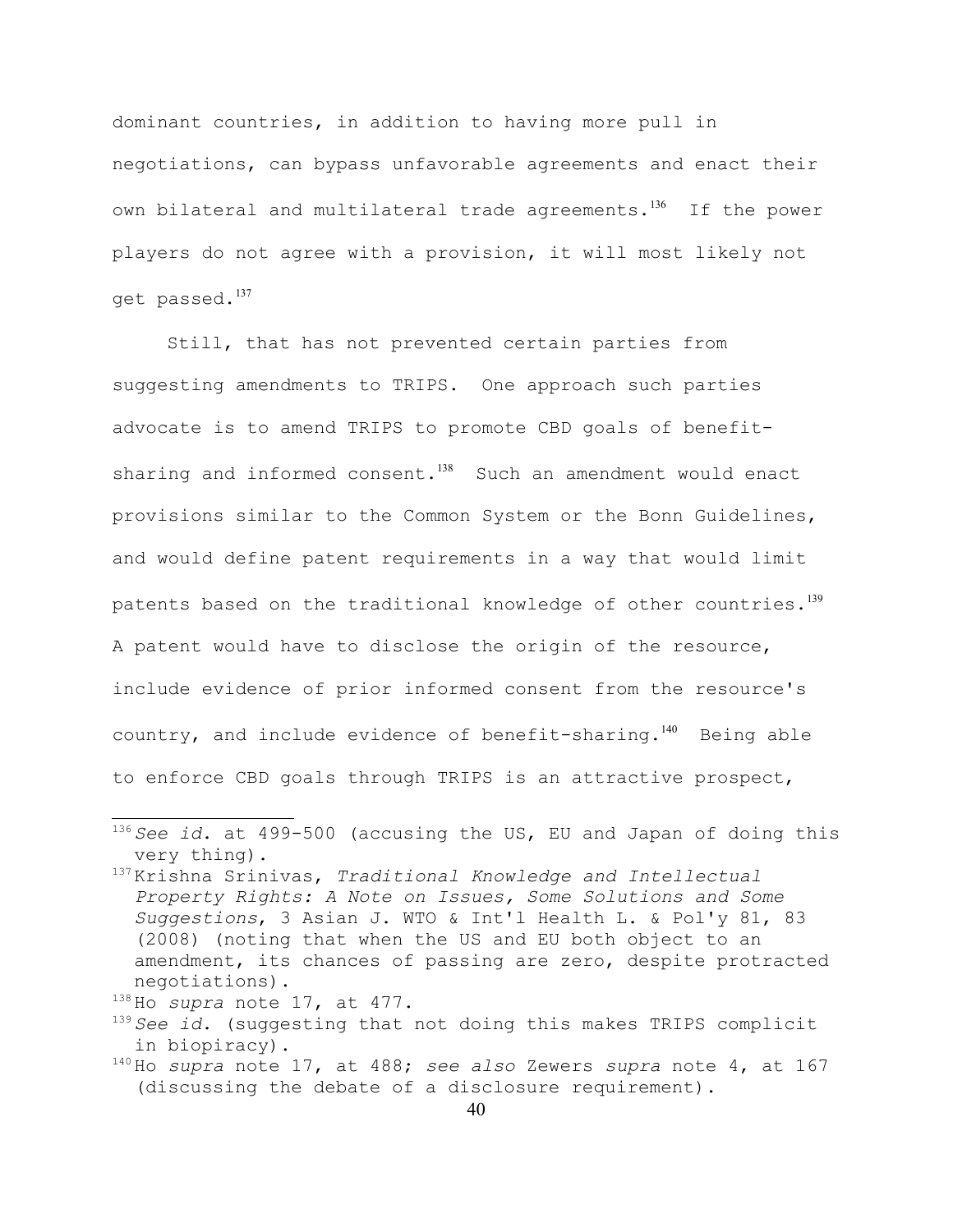dominant countries, in addition to having more pull in negotiations, can bypass unfavorable agreements and enact their own bilateral and multilateral trade agreements.[136] If the power players do not agree with a provision, it will most likely not get passed.[137]

Still, that has not prevented certain parties from suggesting amendments to TRIPS. One approach such parties advocate is to amend TRIPS to promote CBD goals of benefit-sharing and informed consent.[138] Such an amendment would enact provisions similar to the Common System or the Bonn Guidelines, and would define patent requirements in a way that would limit patents based on the traditional knowledge of other countries.[139] A patent would have to disclose the origin of the resource, include evidence of prior informed consent from the resource's country, and include evidence of benefit-sharing.[140] Being able to enforce CBD goals through TRIPS is an attractive prospect,

---

[136] *See id.* at 499-500 (accusing the US, EU and Japan of doing this very thing).

[137] Krishna Srinivas, *Traditional Knowledge and Intellectual Property Rights: A Note on Issues, Some Solutions and Some Suggestions*, 3 Asian J. WTO & Int'l Health L. & Pol'y 81, 83 (2008) (noting that when the US and EU both object to an amendment, its chances of passing are zero, despite protracted negotiations).

[138] Ho *supra* note 17, at 477.

[139] *See id.* (suggesting that not doing this makes TRIPS complicit in biopiracy).

[140] Ho *supra* note 17, at 488; *see also* Zewers *supra* note 4, at 167 (discussing the debate of a disclosure requirement).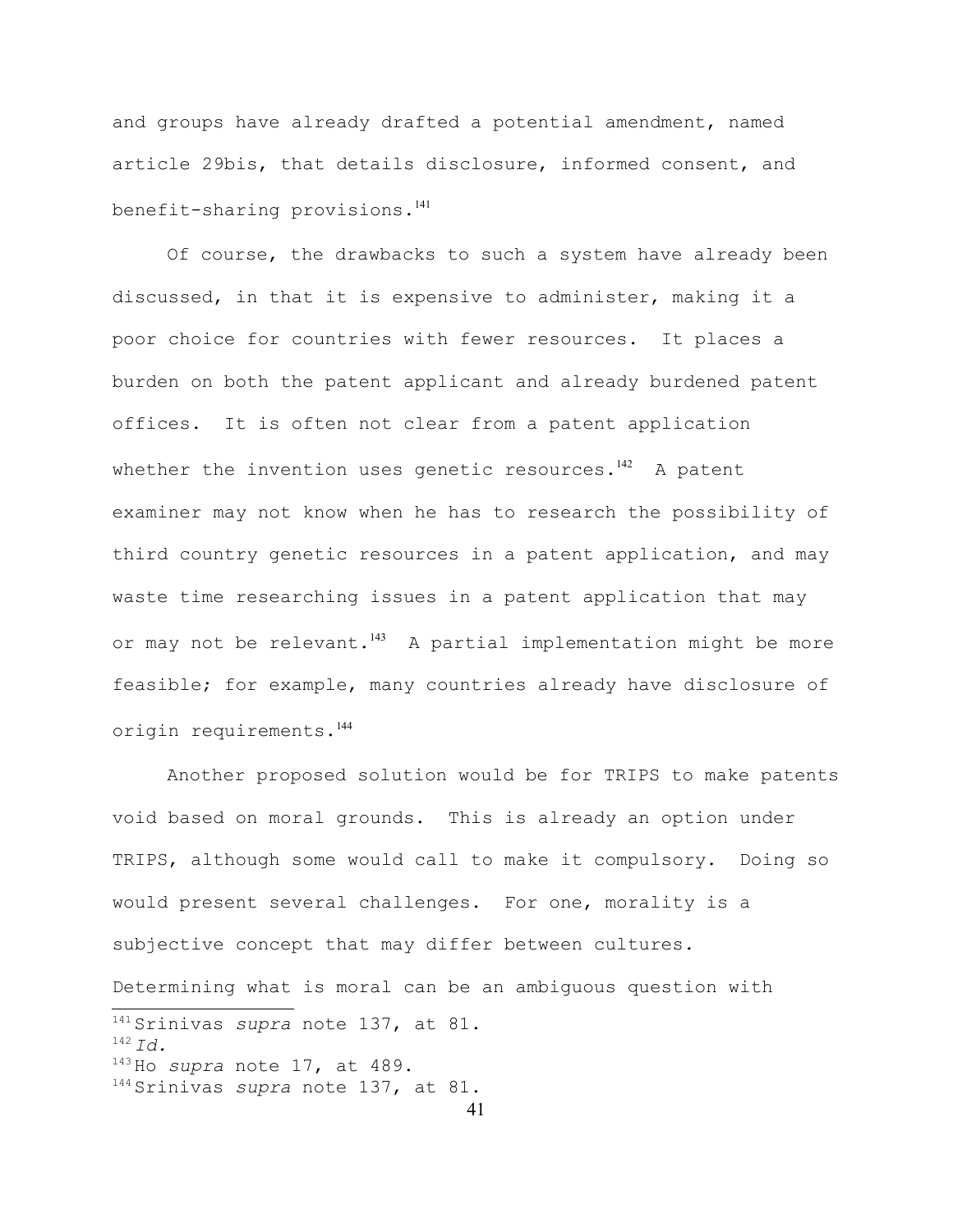and groups have already drafted a potential amendment, named article 29bis, that details disclosure, informed consent, and benefit-sharing provisions.[141]

Of course, the drawbacks to such a system have already been discussed, in that it is expensive to administer, making it a poor choice for countries with fewer resources. It places a burden on both the patent applicant and already burdened patent offices. It is often not clear from a patent application whether the invention uses genetic resources.[142] A patent examiner may not know when he has to research the possibility of third country genetic resources in a patent application, and may waste time researching issues in a patent application that may or may not be relevant.[143] A partial implementation might be more feasible; for example, many countries already have disclosure of origin requirements.[144]

Another proposed solution would be for TRIPS to make patents void based on moral grounds. This is already an option under TRIPS, although some would call to make it compulsory. Doing so would present several challenges. For one, morality is a subjective concept that may differ between cultures. Determining what is moral can be an ambiguous question with

---

[141] Srinivas *supra* note 137, at 81.

[142] *Id.*

[143] Ho *supra* note 17, at 489.

[144] Srinivas *supra* note 137, at 81.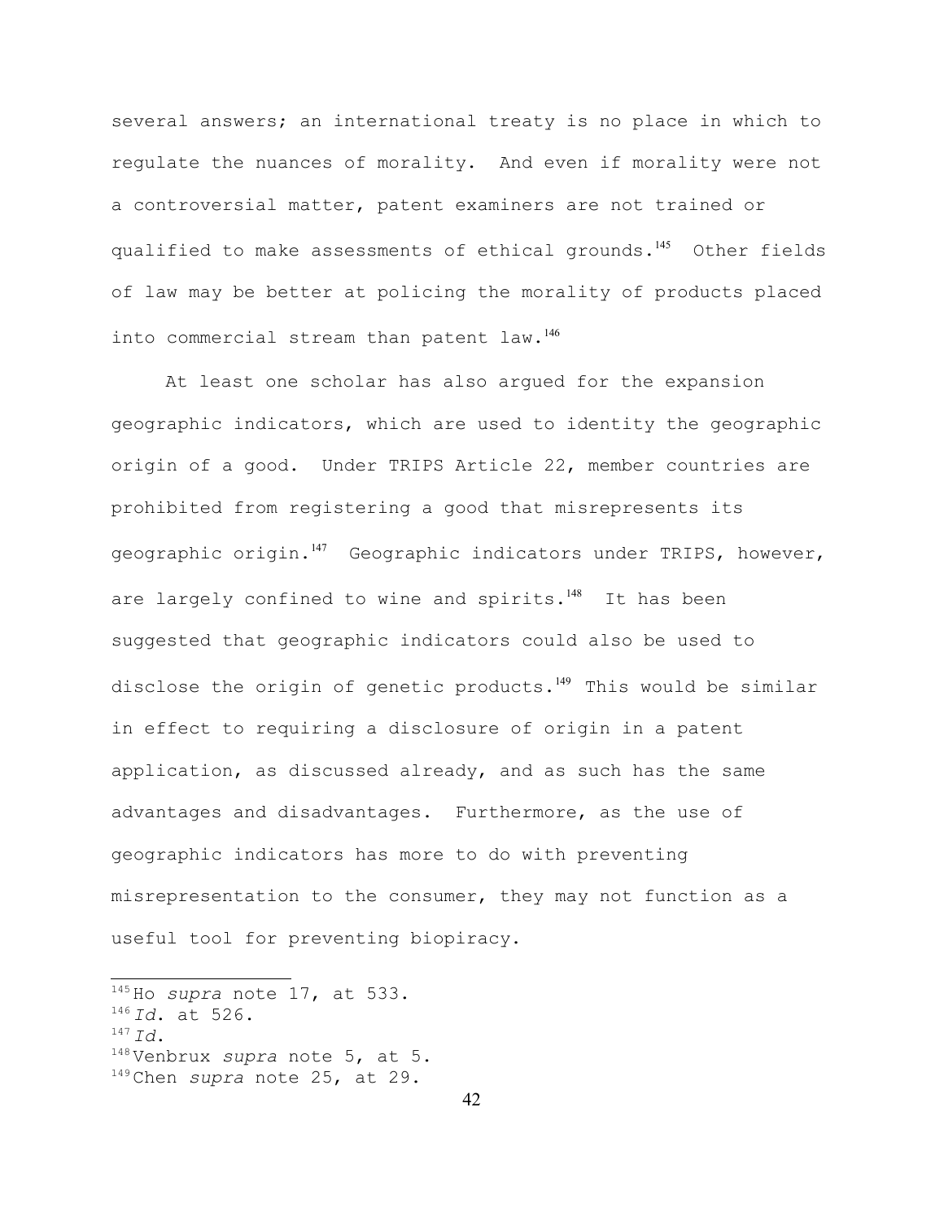several answers; an international treaty is no place in which to regulate the nuances of morality. And even if morality were not a controversial matter, patent examiners are not trained or qualified to make assessments of ethical grounds.[145] Other fields of law may be better at policing the morality of products placed into commercial stream than patent law.[146]

At least one scholar has also argued for the expansion geographic indicators, which are used to identity the geographic origin of a good. Under TRIPS Article 22, member countries are prohibited from registering a good that misrepresents its geographic origin.[147] Geographic indicators under TRIPS, however, are largely confined to wine and spirits.[148] It has been suggested that geographic indicators could also be used to disclose the origin of genetic products.[149] This would be similar in effect to requiring a disclosure of origin in a patent application, as discussed already, and as such has the same advantages and disadvantages. Furthermore, as the use of geographic indicators has more to do with preventing misrepresentation to the consumer, they may not function as a useful tool for preventing biopiracy.

---

[145] Ho *supra* note 17, at 533.
[146] *Id.* at 526.
[147] *Id.*
[148] Venbrux *supra* note 5, at 5.
[149] Chen *supra* note 25, at 29.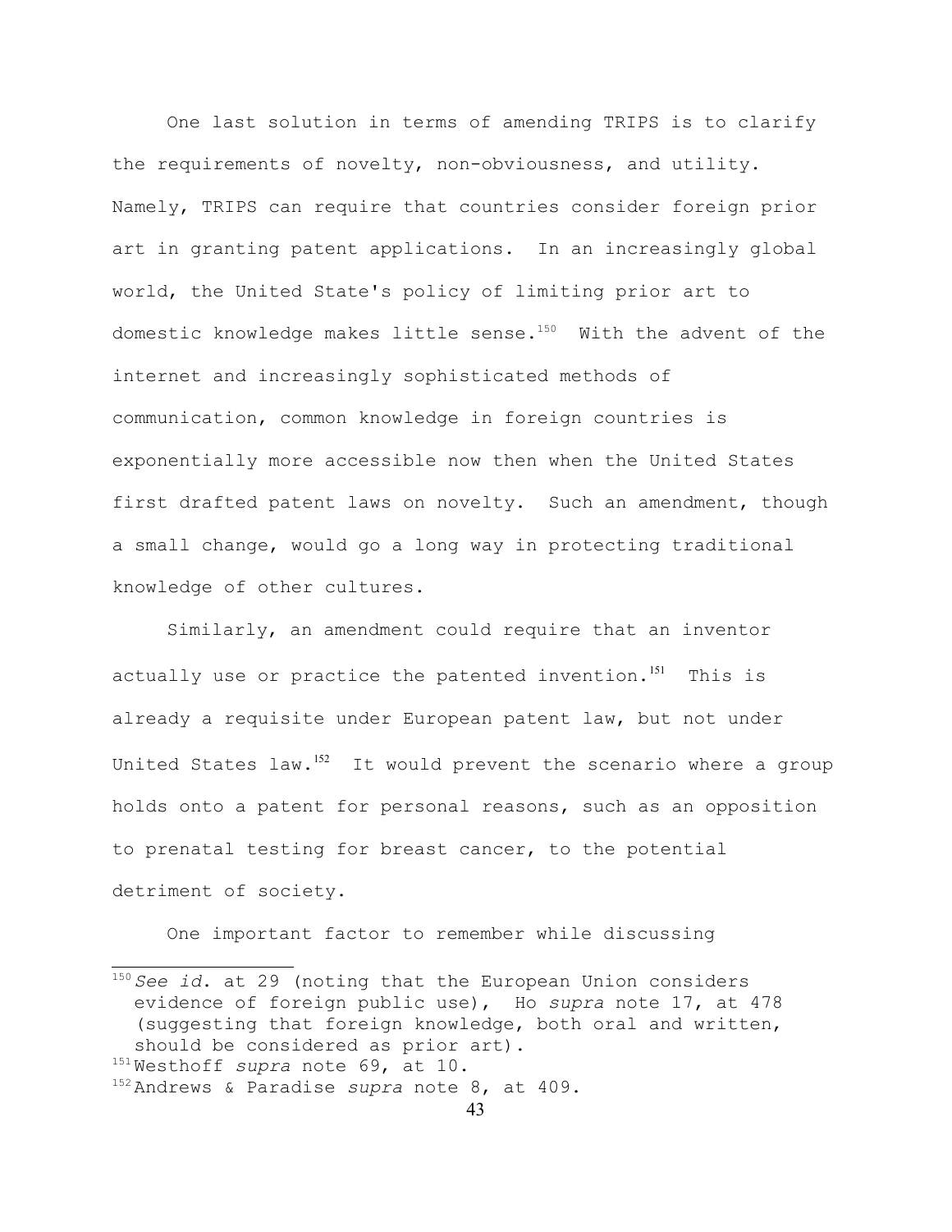One last solution in terms of amending TRIPS is to clarify the requirements of novelty, non-obviousness, and utility. Namely, TRIPS can require that countries consider foreign prior art in granting patent applications. In an increasingly global world, the United State's policy of limiting prior art to domestic knowledge makes little sense.[150] With the advent of the internet and increasingly sophisticated methods of communication, common knowledge in foreign countries is exponentially more accessible now then when the United States first drafted patent laws on novelty. Such an amendment, though a small change, would go a long way in protecting traditional knowledge of other cultures.

Similarly, an amendment could require that an inventor actually use or practice the patented invention.[151] This is already a requisite under European patent law, but not under United States law.[152] It would prevent the scenario where a group holds onto a patent for personal reasons, such as an opposition to prenatal testing for breast cancer, to the potential detriment of society.

One important factor to remember while discussing

---

[150] *See id*. at 29 (noting that the European Union considers evidence of foreign public use), Ho *supra* note 17, at 478 (suggesting that foreign knowledge, both oral and written, should be considered as prior art).

[151] Westhoff *supra* note 69, at 10.

[152] Andrews & Paradise *supra* note 8, at 409.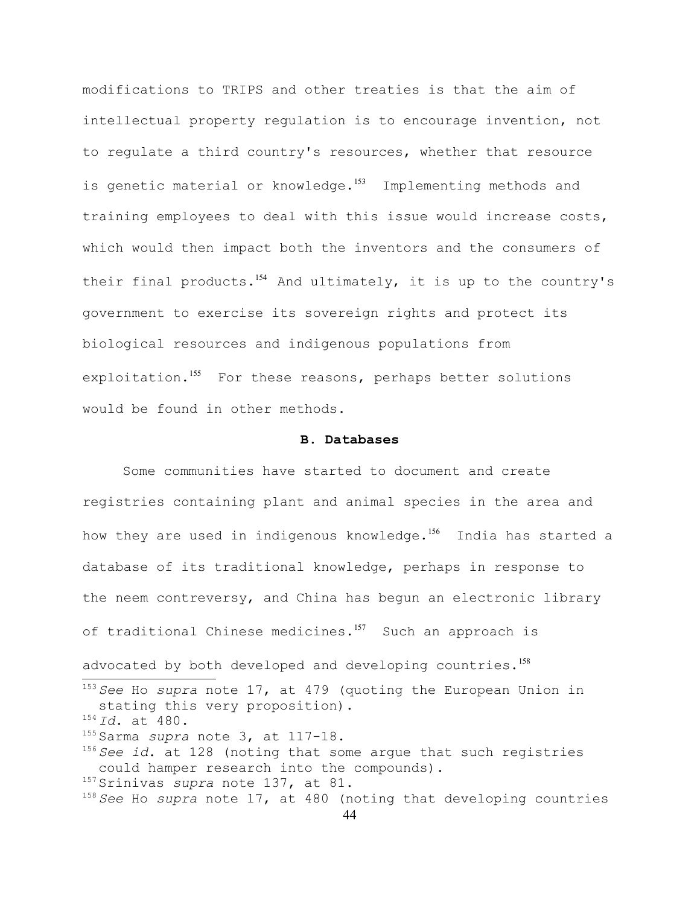modifications to TRIPS and other treaties is that the aim of intellectual property regulation is to encourage invention, not to regulate a third country's resources, whether that resource is genetic material or knowledge.[153] Implementing methods and training employees to deal with this issue would increase costs, which would then impact both the inventors and the consumers of their final products.[154] And ultimately, it is up to the country's government to exercise its sovereign rights and protect its biological resources and indigenous populations from exploitation.[155] For these reasons, perhaps better solutions would be found in other methods.

### B. Databases

Some communities have started to document and create registries containing plant and animal species in the area and how they are used in indigenous knowledge.[156] India has started a database of its traditional knowledge, perhaps in response to the neem contreversy, and China has begun an electronic library of traditional Chinese medicines.[157] Such an approach is advocated by both developed and developing countries.[158]

---

[153] *See* Ho *supra* note 17, at 479 (quoting the European Union in stating this very proposition).

[154] *Id*. at 480.

[155] Sarma *supra* note 3, at 117-18.

[156] *See id*. at 128 (noting that some argue that such registries could hamper research into the compounds).

[157] Srinivas *supra* note 137, at 81.

[158] *See* Ho *supra* note 17, at 480 (noting that developing countries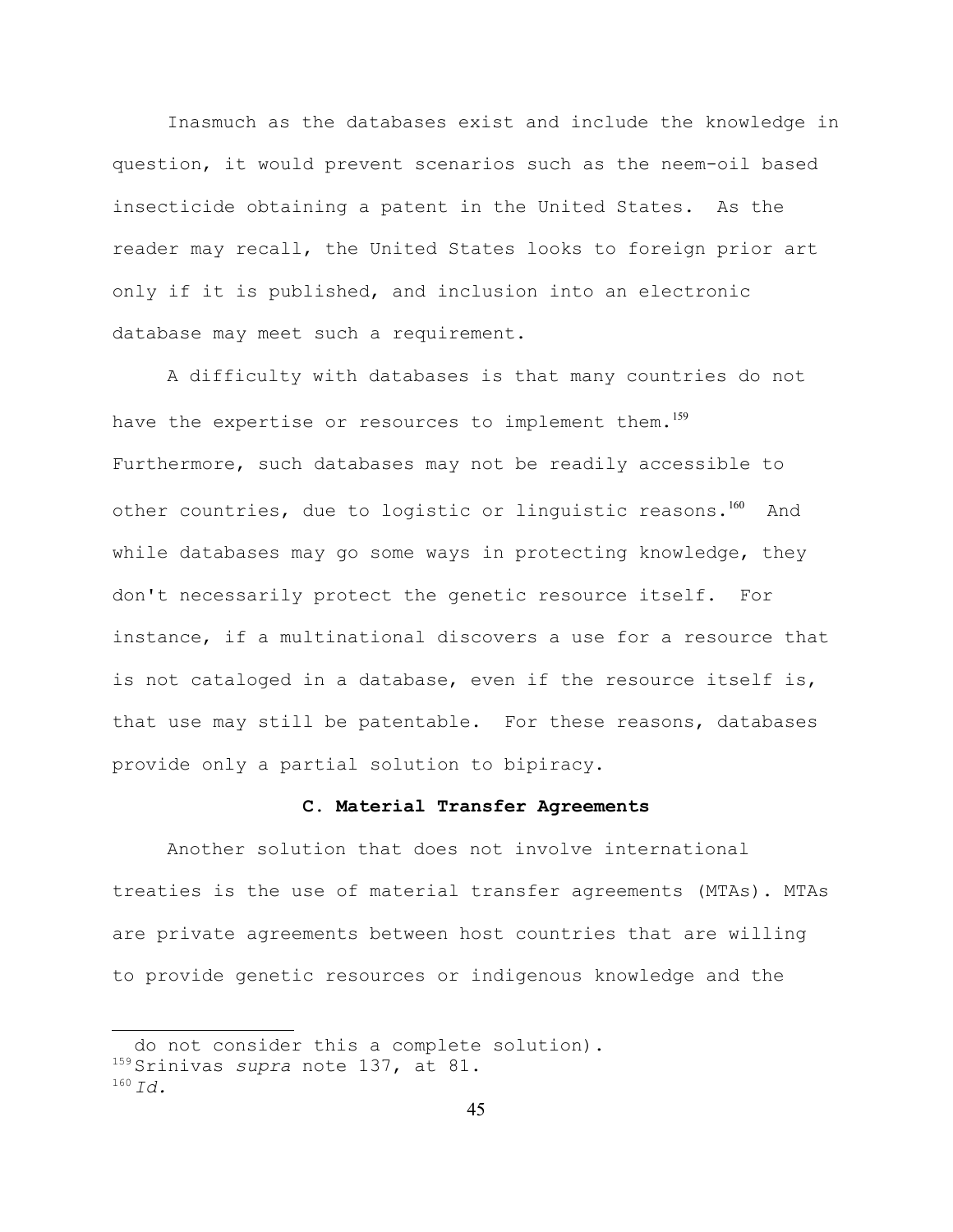Inasmuch as the databases exist and include the knowledge in question, it would prevent scenarios such as the neem-oil based insecticide obtaining a patent in the United States. As the reader may recall, the United States looks to foreign prior art only if it is published, and inclusion into an electronic database may meet such a requirement.

A difficulty with databases is that many countries do not have the expertise or resources to implement them.[159] Furthermore, such databases may not be readily accessible to other countries, due to logistic or linguistic reasons.[160] And while databases may go some ways in protecting knowledge, they don't necessarily protect the genetic resource itself. For instance, if a multinational discovers a use for a resource that is not cataloged in a database, even if the resource itself is, that use may still be patentable. For these reasons, databases provide only a partial solution to bipiracy.

### C. Material Transfer Agreements

Another solution that does not involve international treaties is the use of material transfer agreements (MTAs). MTAs are private agreements between host countries that are willing to provide genetic resources or indigenous knowledge and the

---

do not consider this a complete solution).

[159] Srinivas *supra* note 137, at 81.

[160] *Id.*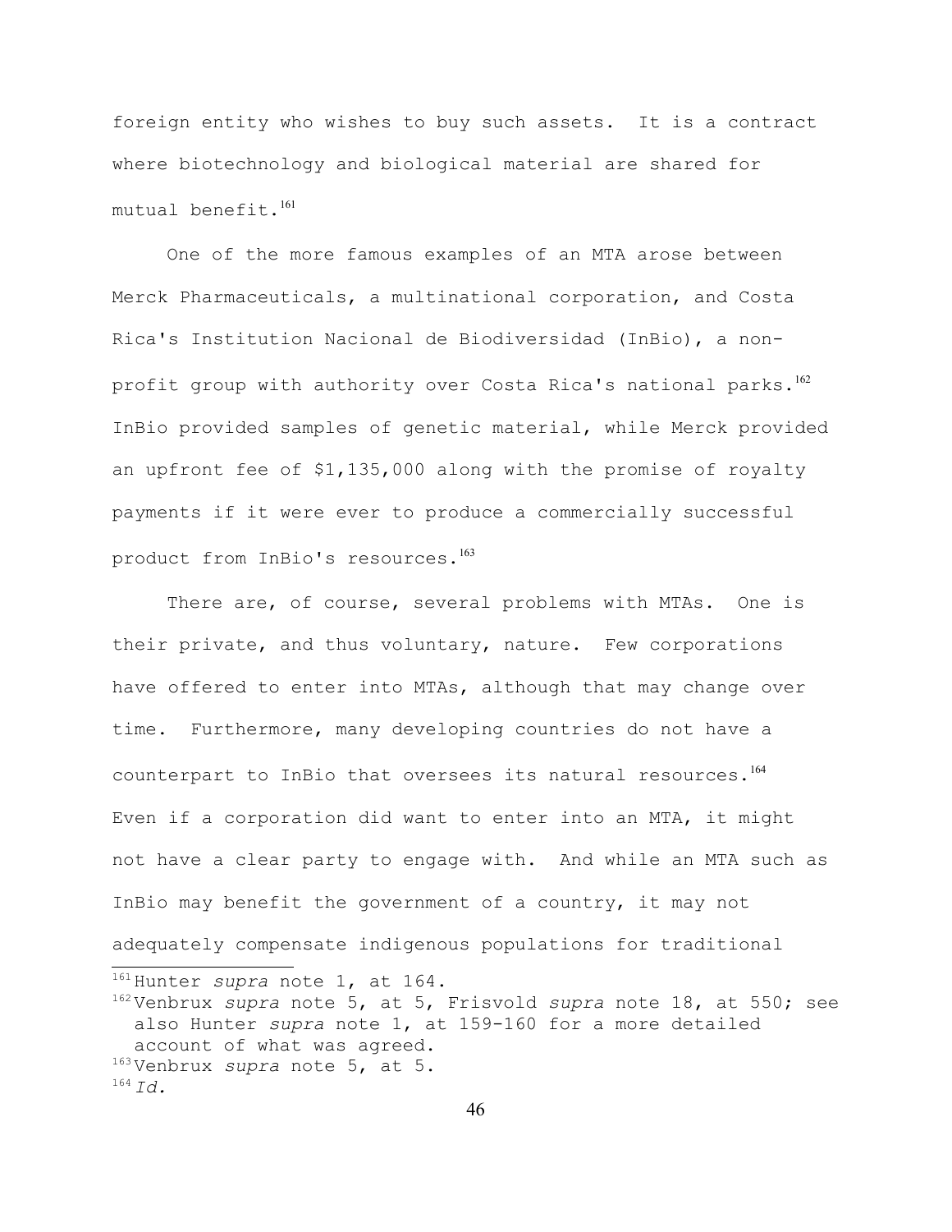foreign entity who wishes to buy such assets. It is a contract where biotechnology and biological material are shared for mutual benefit.[161]

One of the more famous examples of an MTA arose between Merck Pharmaceuticals, a multinational corporation, and Costa Rica's Institution Nacional de Biodiversidad (InBio), a non-profit group with authority over Costa Rica's national parks.[162] InBio provided samples of genetic material, while Merck provided an upfront fee of $1,135,000 along with the promise of royalty payments if it were ever to produce a commercially successful product from InBio's resources.[163]

There are, of course, several problems with MTAs. One is their private, and thus voluntary, nature. Few corporations have offered to enter into MTAs, although that may change over time. Furthermore, many developing countries do not have a counterpart to InBio that oversees its natural resources.[164] Even if a corporation did want to enter into an MTA, it might not have a clear party to engage with. And while an MTA such as InBio may benefit the government of a country, it may not adequately compensate indigenous populations for traditional

---

[161] Hunter *supra* note 1, at 164.

[162] Venbrux *supra* note 5, at 5, Frisvold *supra* note 18, at 550; see also Hunter *supra* note 1, at 159-160 for a more detailed account of what was agreed.

[163] Venbrux *supra* note 5, at 5.

[164] *Id.*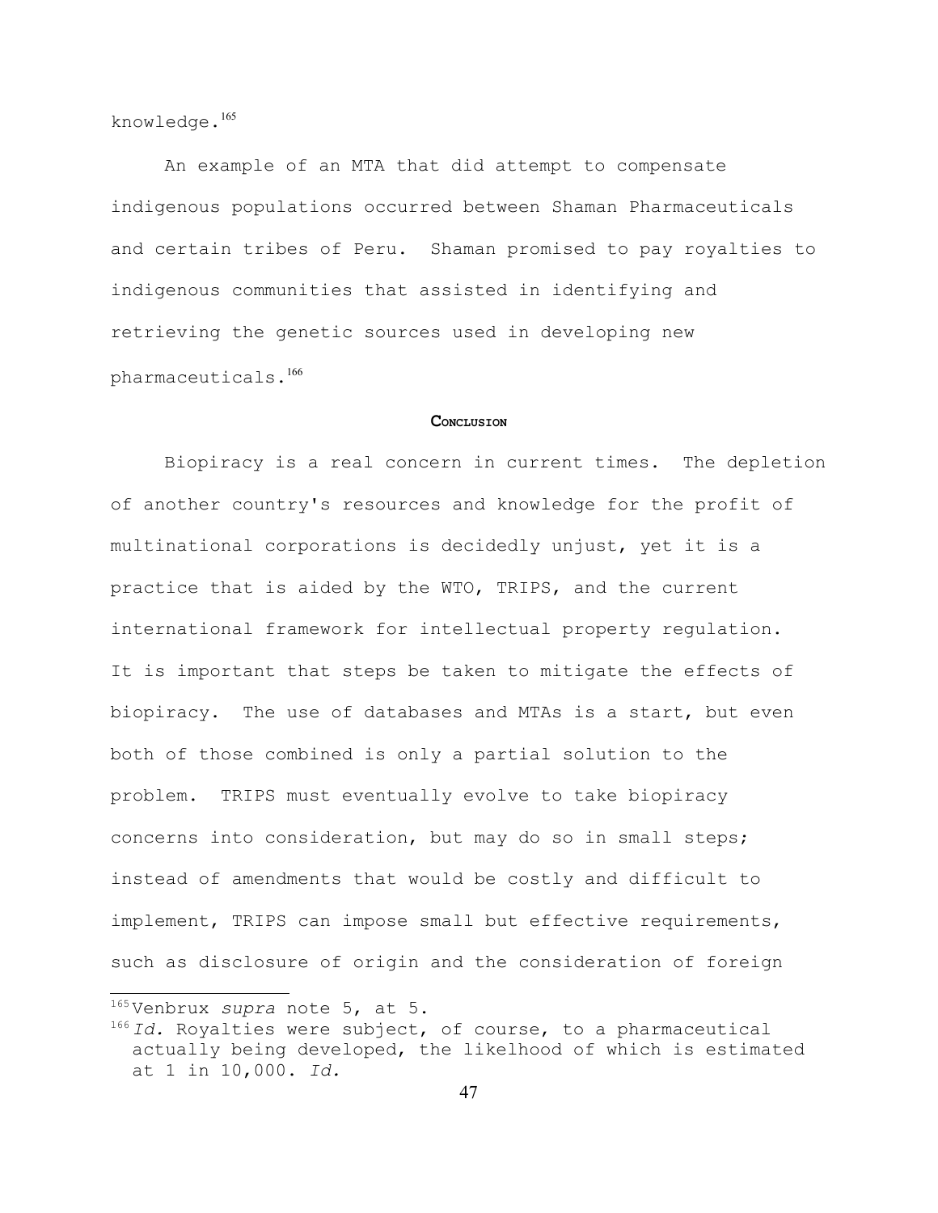knowledge.[165]

An example of an MTA that did attempt to compensate indigenous populations occurred between Shaman Pharmaceuticals and certain tribes of Peru. Shaman promised to pay royalties to indigenous communities that assisted in identifying and retrieving the genetic sources used in developing new pharmaceuticals.[166]

## Conclusion

Biopiracy is a real concern in current times. The depletion of another country's resources and knowledge for the profit of multinational corporations is decidedly unjust, yet it is a practice that is aided by the WTO, TRIPS, and the current international framework for intellectual property regulation. It is important that steps be taken to mitigate the effects of biopiracy. The use of databases and MTAs is a start, but even both of those combined is only a partial solution to the problem. TRIPS must eventually evolve to take biopiracy concerns into consideration, but may do so in small steps; instead of amendments that would be costly and difficult to implement, TRIPS can impose small but effective requirements, such as disclosure of origin and the consideration of foreign

---

[165] Venbrux *supra* note 5, at 5.

[166] *Id.* Royalties were subject, of course, to a pharmaceutical actually being developed, the likelihood of which is estimated at 1 in 10,000. *Id.*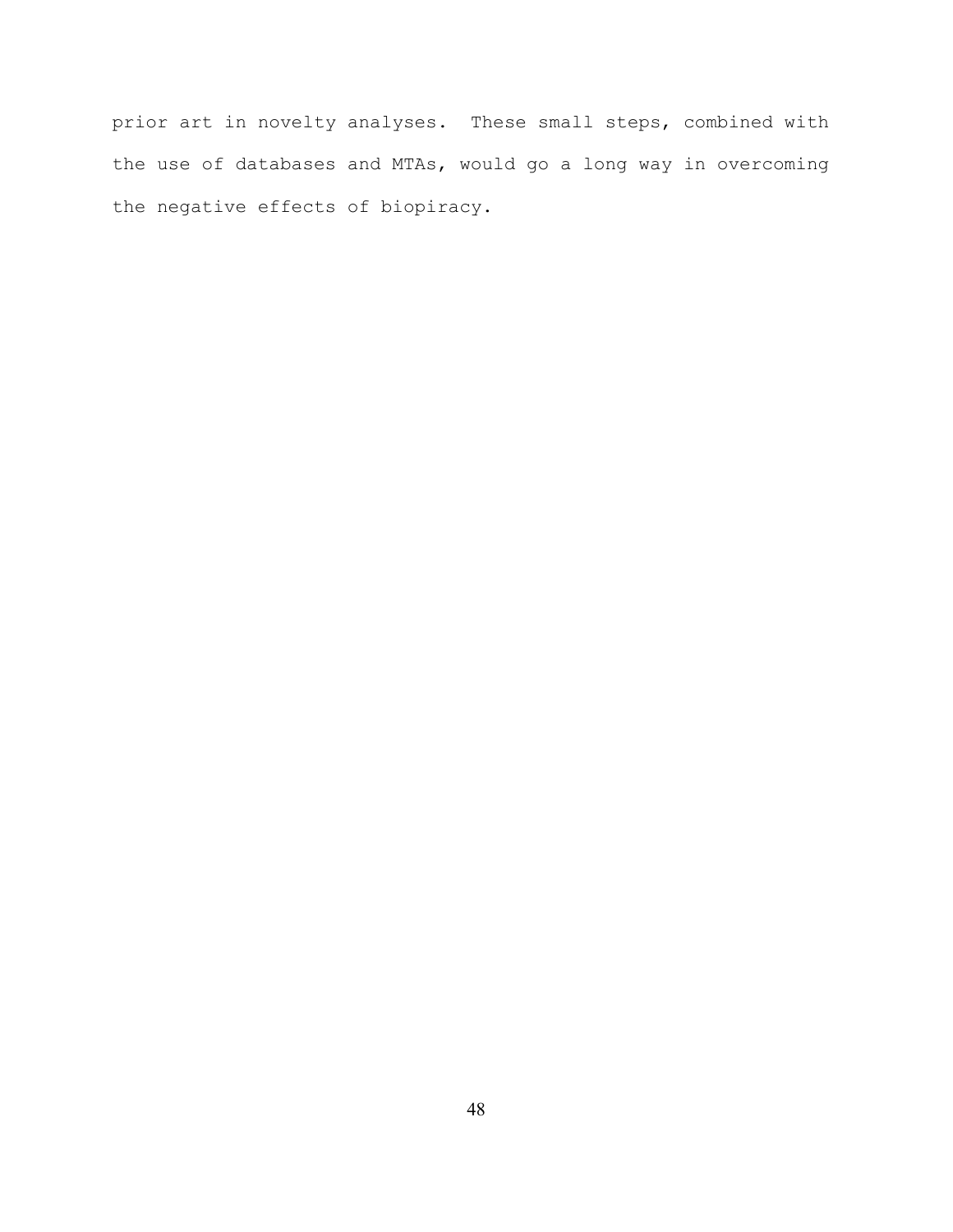prior art in novelty analyses. These small steps, combined with the use of databases and MTAs, would go a long way in overcoming the negative effects of biopiracy.